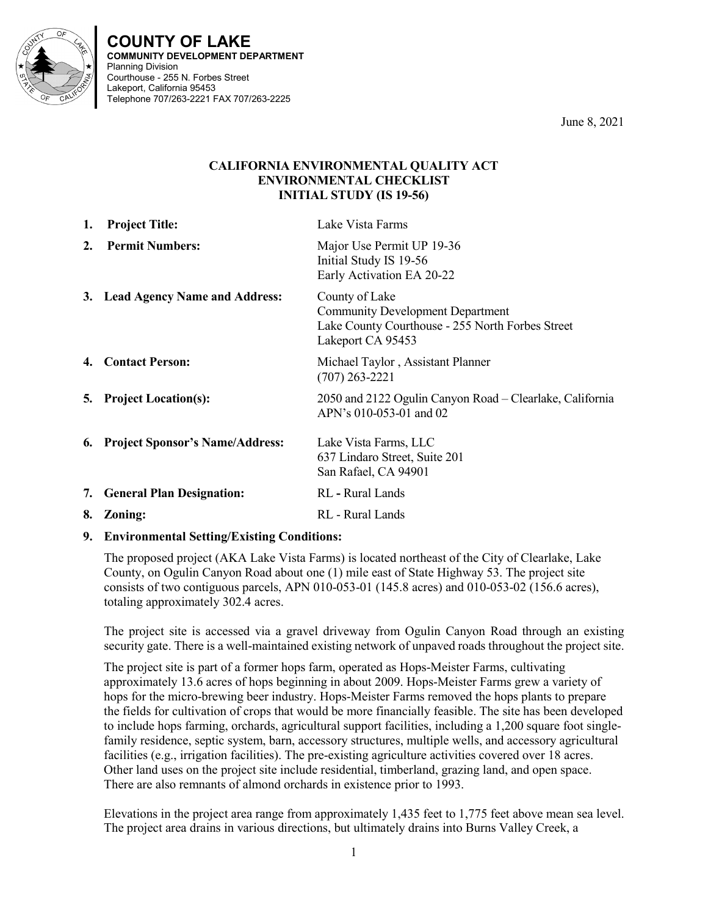# COUNTY OF LAKE

**COMMUNITY DEVELOPMENT DEPARTMENT**
Planning Division
Courthouse - 255 N. Forbes Street
Lakeport, California 95453
Telephone 707/263-2221 FAX 707/263-2225

June 8, 2021

## CALIFORNIA ENVIRONMENTAL QUALITY ACT ENVIRONMENTAL CHECKLIST INITIAL STUDY (IS 19-56)

| | | |
|---|---|---|
| **1.** | **Project Title:** | Lake Vista Farms |
| **2.** | **Permit Numbers:** | Major Use Permit UP 19-36<br>Initial Study IS 19-56<br>Early Activation EA 20-22 |
| **3.** | **Lead Agency Name and Address:** | County of Lake<br>Community Development Department<br>Lake County Courthouse - 255 North Forbes Street<br>Lakeport CA 95453 |
| **4.** | **Contact Person:** | Michael Taylor , Assistant Planner<br>(707) 263-2221 |
| **5.** | **Project Location(s):** | 2050 and 2122 Ogulin Canyon Road – Clearlake, California<br>APN's 010-053-01 and 02 |
| **6.** | **Project Sponsor's Name/Address:** | Lake Vista Farms, LLC<br>637 Lindaro Street, Suite 201<br>San Rafael, CA 94901 |
| **7.** | **General Plan Designation:** | RL **-** Rural Lands |
| **8.** | **Zoning:** | RL - Rural Lands |

**9. Environmental Setting/Existing Conditions:**

The proposed project (AKA Lake Vista Farms) is located northeast of the City of Clearlake, Lake County, on Ogulin Canyon Road about one (1) mile east of State Highway 53. The project site consists of two contiguous parcels, APN 010-053-01 (145.8 acres) and 010-053-02 (156.6 acres), totaling approximately 302.4 acres.

The project site is accessed via a gravel driveway from Ogulin Canyon Road through an existing security gate. There is a well-maintained existing network of unpaved roads throughout the project site.

The project site is part of a former hops farm, operated as Hops-Meister Farms, cultivating approximately 13.6 acres of hops beginning in about 2009. Hops-Meister Farms grew a variety of hops for the micro-brewing beer industry. Hops-Meister Farms removed the hops plants to prepare the fields for cultivation of crops that would be more financially feasible. The site has been developed to include hops farming, orchards, agricultural support facilities, including a 1,200 square foot single-family residence, septic system, barn, accessory structures, multiple wells, and accessory agricultural facilities (e.g., irrigation facilities). The pre-existing agriculture activities covered over 18 acres. Other land uses on the project site include residential, timberland, grazing land, and open space. There are also remnants of almond orchards in existence prior to 1993.

Elevations in the project area range from approximately 1,435 feet to 1,775 feet above mean sea level. The project area drains in various directions, but ultimately drains into Burns Valley Creek, a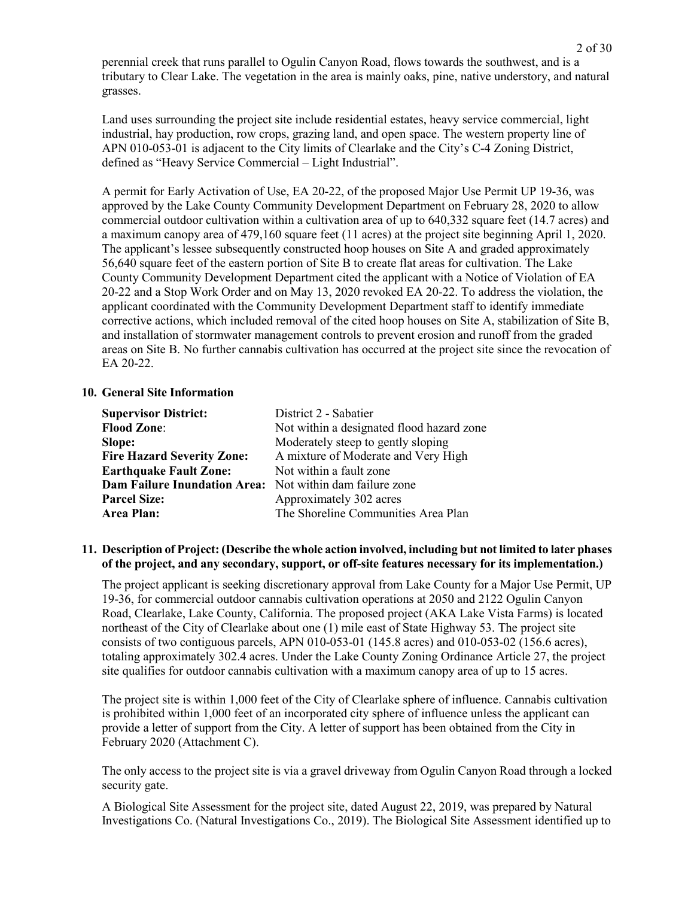perennial creek that runs parallel to Ogulin Canyon Road, flows towards the southwest, and is a tributary to Clear Lake. The vegetation in the area is mainly oaks, pine, native understory, and natural grasses.

Land uses surrounding the project site include residential estates, heavy service commercial, light industrial, hay production, row crops, grazing land, and open space. The western property line of APN 010-053-01 is adjacent to the City limits of Clearlake and the City's C-4 Zoning District, defined as "Heavy Service Commercial – Light Industrial".

A permit for Early Activation of Use, EA 20-22, of the proposed Major Use Permit UP 19-36, was approved by the Lake County Community Development Department on February 28, 2020 to allow commercial outdoor cultivation within a cultivation area of up to 640,332 square feet (14.7 acres) and a maximum canopy area of 479,160 square feet (11 acres) at the project site beginning April 1, 2020. The applicant's lessee subsequently constructed hoop houses on Site A and graded approximately 56,640 square feet of the eastern portion of Site B to create flat areas for cultivation. The Lake County Community Development Department cited the applicant with a Notice of Violation of EA 20-22 and a Stop Work Order and on May 13, 2020 revoked EA 20-22. To address the violation, the applicant coordinated with the Community Development Department staff to identify immediate corrective actions, which included removal of the cited hoop houses on Site A, stabilization of Site B, and installation of stormwater management controls to prevent erosion and runoff from the graded areas on Site B. No further cannabis cultivation has occurred at the project site since the revocation of EA 20-22.

## 10. General Site Information

| | |
|---|---|
| **Supervisor District:** | District 2 - Sabatier |
| **Flood Zone**: | Not within a designated flood hazard zone |
| **Slope:** | Moderately steep to gently sloping |
| **Fire Hazard Severity Zone:** | A mixture of Moderate and Very High |
| **Earthquake Fault Zone:** | Not within a fault zone |
| **Dam Failure Inundation Area:** | Not within dam failure zone |
| **Parcel Size:** | Approximately 302 acres |
| **Area Plan:** | The Shoreline Communities Area Plan |

## 11. Description of Project: (Describe the whole action involved, including but not limited to later phases of the project, and any secondary, support, or off-site features necessary for its implementation.)

The project applicant is seeking discretionary approval from Lake County for a Major Use Permit, UP 19-36, for commercial outdoor cannabis cultivation operations at 2050 and 2122 Ogulin Canyon Road, Clearlake, Lake County, California. The proposed project (AKA Lake Vista Farms) is located northeast of the City of Clearlake about one (1) mile east of State Highway 53. The project site consists of two contiguous parcels, APN 010-053-01 (145.8 acres) and 010-053-02 (156.6 acres), totaling approximately 302.4 acres. Under the Lake County Zoning Ordinance Article 27, the project site qualifies for outdoor cannabis cultivation with a maximum canopy area of up to 15 acres.

The project site is within 1,000 feet of the City of Clearlake sphere of influence. Cannabis cultivation is prohibited within 1,000 feet of an incorporated city sphere of influence unless the applicant can provide a letter of support from the City. A letter of support has been obtained from the City in February 2020 (Attachment C).

The only access to the project site is via a gravel driveway from Ogulin Canyon Road through a locked security gate.

A Biological Site Assessment for the project site, dated August 22, 2019, was prepared by Natural Investigations Co. (Natural Investigations Co., 2019). The Biological Site Assessment identified up to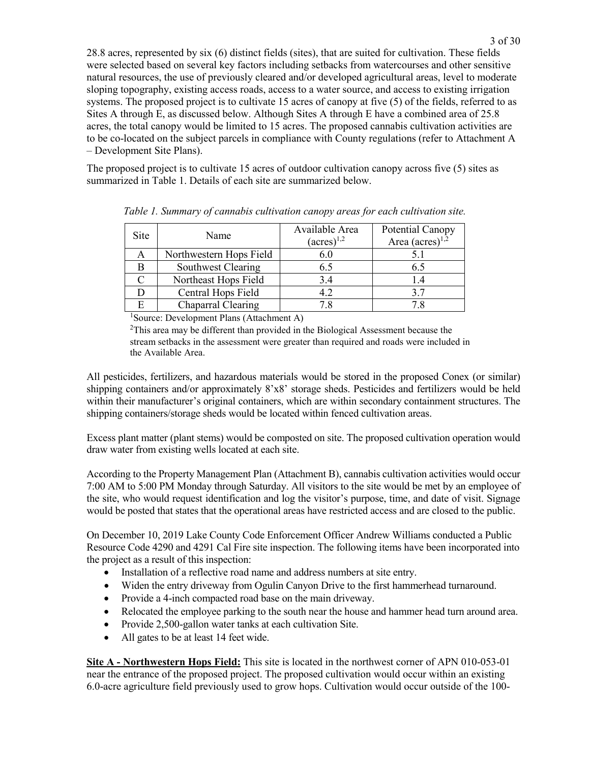28.8 acres, represented by six (6) distinct fields (sites), that are suited for cultivation. These fields were selected based on several key factors including setbacks from watercourses and other sensitive natural resources, the use of previously cleared and/or developed agricultural areas, level to moderate sloping topography, existing access roads, access to a water source, and access to existing irrigation systems. The proposed project is to cultivate 15 acres of canopy at five (5) of the fields, referred to as Sites A through E, as discussed below. Although Sites A through E have a combined area of 25.8 acres, the total canopy would be limited to 15 acres. The proposed cannabis cultivation activities are to be co-located on the subject parcels in compliance with County regulations (refer to Attachment A – Development Site Plans).

The proposed project is to cultivate 15 acres of outdoor cultivation canopy across five (5) sites as summarized in Table 1. Details of each site are summarized below.

*Table 1. Summary of cannabis cultivation canopy areas for each cultivation site.*

| Site | Name | Available Area (acres)[1,2] | Potential Canopy Area (acres)[1,2] |
|---|---|---|---|
| A | Northwestern Hops Field | 6.0 | 5.1 |
| B | Southwest Clearing | 6.5 | 6.5 |
| C | Northeast Hops Field | 3.4 | 1.4 |
| D | Central Hops Field | 4.2 | 3.7 |
| E | Chaparral Clearing | 7.8 | 7.8 |

[1]Source: Development Plans (Attachment A)

[2]This area may be different than provided in the Biological Assessment because the stream setbacks in the assessment were greater than required and roads were included in the Available Area.

All pesticides, fertilizers, and hazardous materials would be stored in the proposed Conex (or similar) shipping containers and/or approximately 8'x8' storage sheds. Pesticides and fertilizers would be held within their manufacturer's original containers, which are within secondary containment structures. The shipping containers/storage sheds would be located within fenced cultivation areas.

Excess plant matter (plant stems) would be composted on site. The proposed cultivation operation would draw water from existing wells located at each site.

According to the Property Management Plan (Attachment B), cannabis cultivation activities would occur 7:00 AM to 5:00 PM Monday through Saturday. All visitors to the site would be met by an employee of the site, who would request identification and log the visitor's purpose, time, and date of visit. Signage would be posted that states that the operational areas have restricted access and are closed to the public.

On December 10, 2019 Lake County Code Enforcement Officer Andrew Williams conducted a Public Resource Code 4290 and 4291 Cal Fire site inspection. The following items have been incorporated into the project as a result of this inspection:

- Installation of a reflective road name and address numbers at site entry.
- Widen the entry driveway from Ogulin Canyon Drive to the first hammerhead turnaround.
- Provide a 4-inch compacted road base on the main driveway.
- Relocated the employee parking to the south near the house and hammer head turn around area.
- Provide 2,500-gallon water tanks at each cultivation Site.
- All gates to be at least 14 feet wide.

**Site A - Northwestern Hops Field:** This site is located in the northwest corner of APN 010-053-01 near the entrance of the proposed project. The proposed cultivation would occur within an existing 6.0-acre agriculture field previously used to grow hops. Cultivation would occur outside of the 100-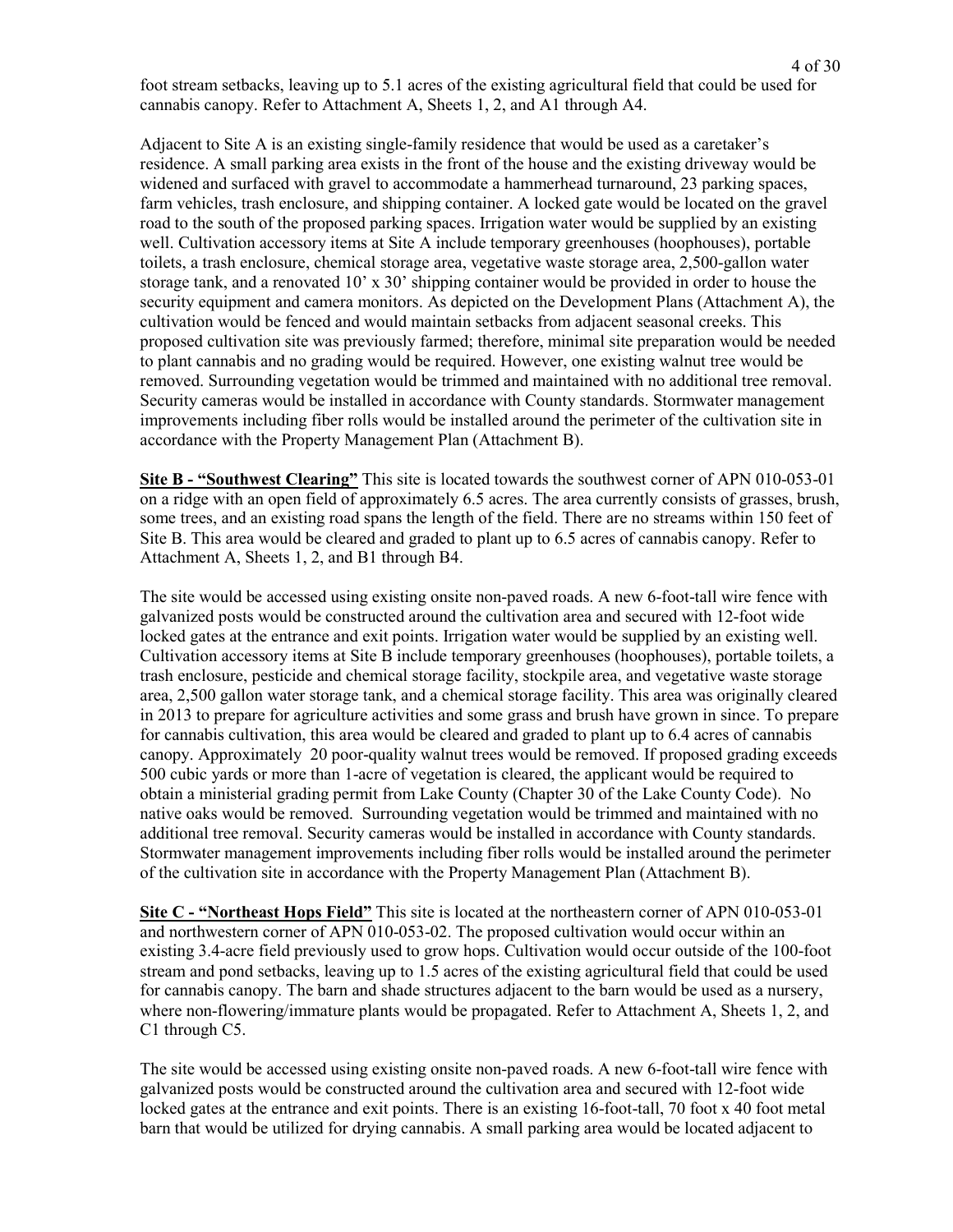foot stream setbacks, leaving up to 5.1 acres of the existing agricultural field that could be used for cannabis canopy. Refer to Attachment A, Sheets 1, 2, and A1 through A4.

Adjacent to Site A is an existing single-family residence that would be used as a caretaker's residence. A small parking area exists in the front of the house and the existing driveway would be widened and surfaced with gravel to accommodate a hammerhead turnaround, 23 parking spaces, farm vehicles, trash enclosure, and shipping container. A locked gate would be located on the gravel road to the south of the proposed parking spaces. Irrigation water would be supplied by an existing well. Cultivation accessory items at Site A include temporary greenhouses (hoophouses), portable toilets, a trash enclosure, chemical storage area, vegetative waste storage area, 2,500-gallon water storage tank, and a renovated 10' x 30' shipping container would be provided in order to house the security equipment and camera monitors. As depicted on the Development Plans (Attachment A), the cultivation would be fenced and would maintain setbacks from adjacent seasonal creeks. This proposed cultivation site was previously farmed; therefore, minimal site preparation would be needed to plant cannabis and no grading would be required. However, one existing walnut tree would be removed. Surrounding vegetation would be trimmed and maintained with no additional tree removal. Security cameras would be installed in accordance with County standards. Stormwater management improvements including fiber rolls would be installed around the perimeter of the cultivation site in accordance with the Property Management Plan (Attachment B).

**Site B - "Southwest Clearing"** This site is located towards the southwest corner of APN 010-053-01 on a ridge with an open field of approximately 6.5 acres. The area currently consists of grasses, brush, some trees, and an existing road spans the length of the field. There are no streams within 150 feet of Site B. This area would be cleared and graded to plant up to 6.5 acres of cannabis canopy. Refer to Attachment A, Sheets 1, 2, and B1 through B4.

The site would be accessed using existing onsite non-paved roads. A new 6-foot-tall wire fence with galvanized posts would be constructed around the cultivation area and secured with 12-foot wide locked gates at the entrance and exit points. Irrigation water would be supplied by an existing well. Cultivation accessory items at Site B include temporary greenhouses (hoophouses), portable toilets, a trash enclosure, pesticide and chemical storage facility, stockpile area, and vegetative waste storage area, 2,500 gallon water storage tank, and a chemical storage facility. This area was originally cleared in 2013 to prepare for agriculture activities and some grass and brush have grown in since. To prepare for cannabis cultivation, this area would be cleared and graded to plant up to 6.4 acres of cannabis canopy. Approximately 20 poor-quality walnut trees would be removed. If proposed grading exceeds 500 cubic yards or more than 1-acre of vegetation is cleared, the applicant would be required to obtain a ministerial grading permit from Lake County (Chapter 30 of the Lake County Code). No native oaks would be removed. Surrounding vegetation would be trimmed and maintained with no additional tree removal. Security cameras would be installed in accordance with County standards. Stormwater management improvements including fiber rolls would be installed around the perimeter of the cultivation site in accordance with the Property Management Plan (Attachment B).

**Site C - "Northeast Hops Field"** This site is located at the northeastern corner of APN 010-053-01 and northwestern corner of APN 010-053-02. The proposed cultivation would occur within an existing 3.4-acre field previously used to grow hops. Cultivation would occur outside of the 100-foot stream and pond setbacks, leaving up to 1.5 acres of the existing agricultural field that could be used for cannabis canopy. The barn and shade structures adjacent to the barn would be used as a nursery, where non-flowering/immature plants would be propagated. Refer to Attachment A, Sheets 1, 2, and C1 through C5.

The site would be accessed using existing onsite non-paved roads. A new 6-foot-tall wire fence with galvanized posts would be constructed around the cultivation area and secured with 12-foot wide locked gates at the entrance and exit points. There is an existing 16-foot-tall, 70 foot x 40 foot metal barn that would be utilized for drying cannabis. A small parking area would be located adjacent to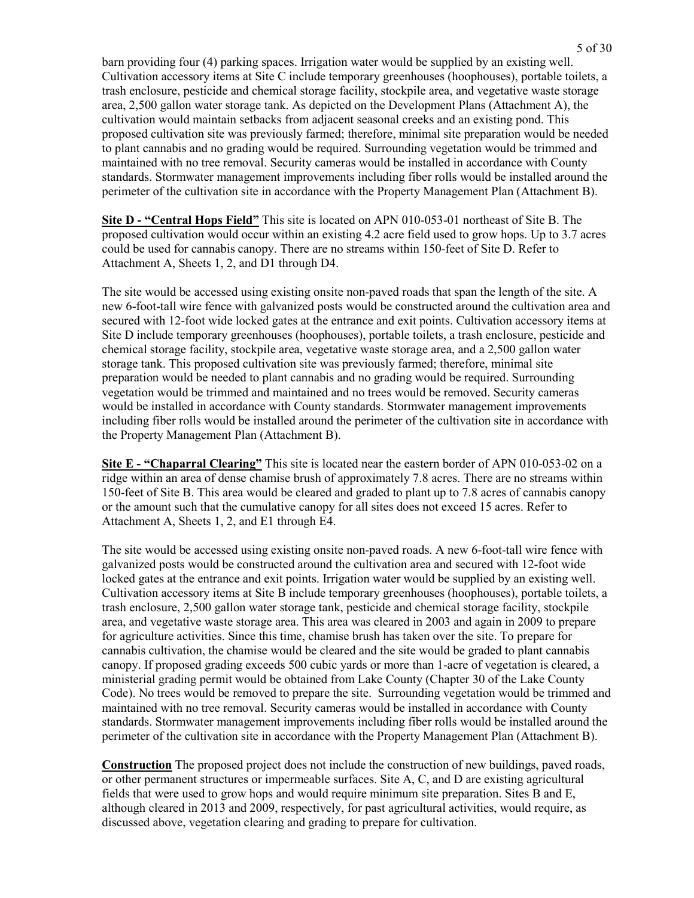barn providing four (4) parking spaces. Irrigation water would be supplied by an existing well. Cultivation accessory items at Site C include temporary greenhouses (hoophouses), portable toilets, a trash enclosure, pesticide and chemical storage facility, stockpile area, and vegetative waste storage area, 2,500 gallon water storage tank. As depicted on the Development Plans (Attachment A), the cultivation would maintain setbacks from adjacent seasonal creeks and an existing pond. This proposed cultivation site was previously farmed; therefore, minimal site preparation would be needed to plant cannabis and no grading would be required. Surrounding vegetation would be trimmed and maintained with no tree removal. Security cameras would be installed in accordance with County standards. Stormwater management improvements including fiber rolls would be installed around the perimeter of the cultivation site in accordance with the Property Management Plan (Attachment B).

**Site D - "Central Hops Field"** This site is located on APN 010-053-01 northeast of Site B. The proposed cultivation would occur within an existing 4.2 acre field used to grow hops. Up to 3.7 acres could be used for cannabis canopy. There are no streams within 150-feet of Site D. Refer to Attachment A, Sheets 1, 2, and D1 through D4.

The site would be accessed using existing onsite non-paved roads that span the length of the site. A new 6-foot-tall wire fence with galvanized posts would be constructed around the cultivation area and secured with 12-foot wide locked gates at the entrance and exit points. Cultivation accessory items at Site D include temporary greenhouses (hoophouses), portable toilets, a trash enclosure, pesticide and chemical storage facility, stockpile area, vegetative waste storage area, and a 2,500 gallon water storage tank. This proposed cultivation site was previously farmed; therefore, minimal site preparation would be needed to plant cannabis and no grading would be required. Surrounding vegetation would be trimmed and maintained and no trees would be removed. Security cameras would be installed in accordance with County standards. Stormwater management improvements including fiber rolls would be installed around the perimeter of the cultivation site in accordance with the Property Management Plan (Attachment B).

**Site E - "Chaparral Clearing"** This site is located near the eastern border of APN 010-053-02 on a ridge within an area of dense chamise brush of approximately 7.8 acres. There are no streams within 150-feet of Site B. This area would be cleared and graded to plant up to 7.8 acres of cannabis canopy or the amount such that the cumulative canopy for all sites does not exceed 15 acres. Refer to Attachment A, Sheets 1, 2, and E1 through E4.

The site would be accessed using existing onsite non-paved roads. A new 6-foot-tall wire fence with galvanized posts would be constructed around the cultivation area and secured with 12-foot wide locked gates at the entrance and exit points. Irrigation water would be supplied by an existing well. Cultivation accessory items at Site B include temporary greenhouses (hoophouses), portable toilets, a trash enclosure, 2,500 gallon water storage tank, pesticide and chemical storage facility, stockpile area, and vegetative waste storage area. This area was cleared in 2003 and again in 2009 to prepare for agriculture activities. Since this time, chamise brush has taken over the site. To prepare for cannabis cultivation, the chamise would be cleared and the site would be graded to plant cannabis canopy. If proposed grading exceeds 500 cubic yards or more than 1-acre of vegetation is cleared, a ministerial grading permit would be obtained from Lake County (Chapter 30 of the Lake County Code). No trees would be removed to prepare the site. Surrounding vegetation would be trimmed and maintained with no tree removal. Security cameras would be installed in accordance with County standards. Stormwater management improvements including fiber rolls would be installed around the perimeter of the cultivation site in accordance with the Property Management Plan (Attachment B).

**Construction** The proposed project does not include the construction of new buildings, paved roads, or other permanent structures or impermeable surfaces. Site A, C, and D are existing agricultural fields that were used to grow hops and would require minimum site preparation. Sites B and E, although cleared in 2013 and 2009, respectively, for past agricultural activities, would require, as discussed above, vegetation clearing and grading to prepare for cultivation.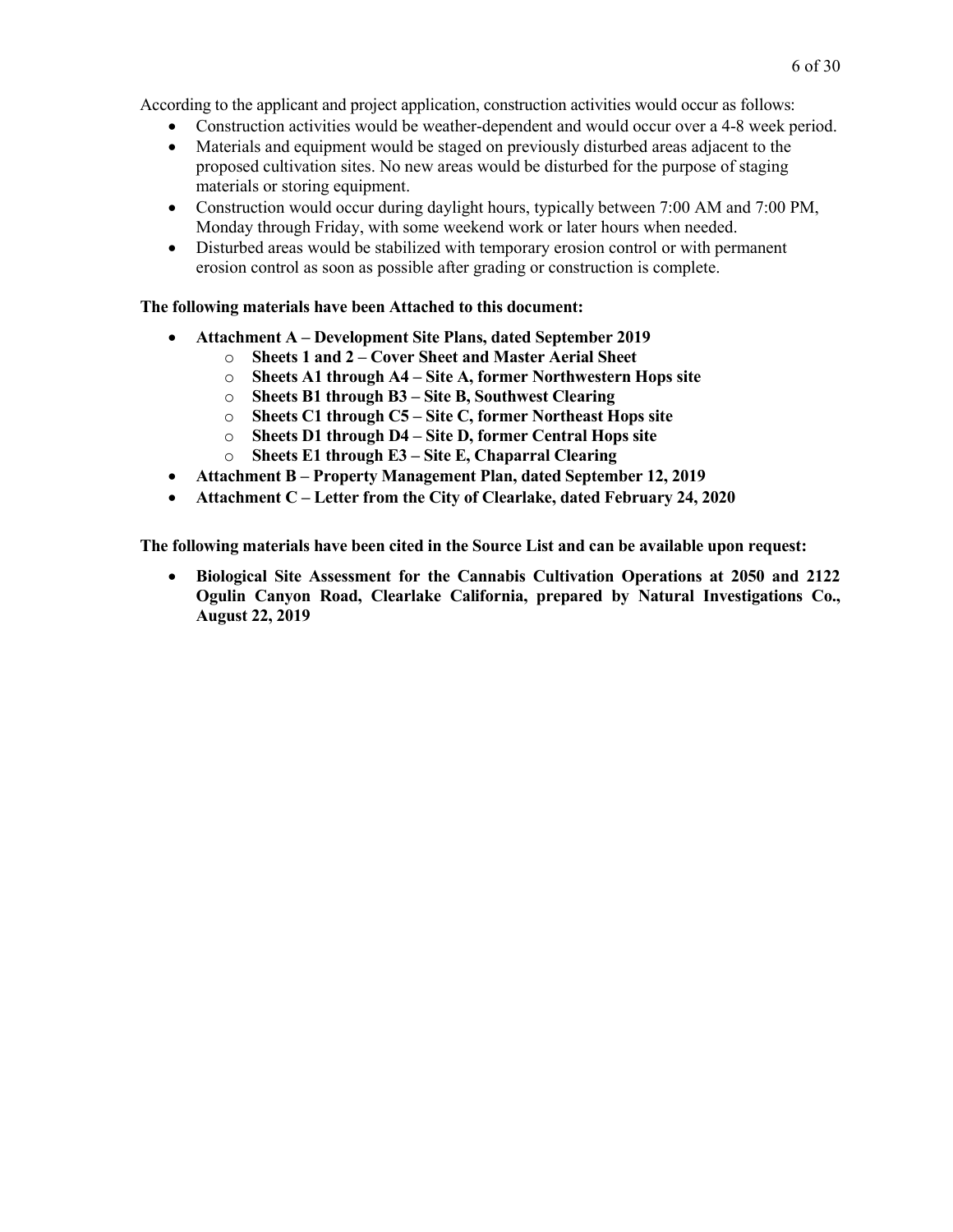According to the applicant and project application, construction activities would occur as follows:

- Construction activities would be weather-dependent and would occur over a 4-8 week period.
- Materials and equipment would be staged on previously disturbed areas adjacent to the proposed cultivation sites. No new areas would be disturbed for the purpose of staging materials or storing equipment.
- Construction would occur during daylight hours, typically between 7:00 AM and 7:00 PM, Monday through Friday, with some weekend work or later hours when needed.
- Disturbed areas would be stabilized with temporary erosion control or with permanent erosion control as soon as possible after grading or construction is complete.

**The following materials have been Attached to this document:**

- **Attachment A – Development Site Plans, dated September 2019**
  - **Sheets 1 and 2 – Cover Sheet and Master Aerial Sheet**
  - **Sheets A1 through A4 – Site A, former Northwestern Hops site**
  - **Sheets B1 through B3 – Site B, Southwest Clearing**
  - **Sheets C1 through C5 – Site C, former Northeast Hops site**
  - **Sheets D1 through D4 – Site D, former Central Hops site**
  - **Sheets E1 through E3 – Site E, Chaparral Clearing**
- **Attachment B – Property Management Plan, dated September 12, 2019**
- **Attachment C – Letter from the City of Clearlake, dated February 24, 2020**

**The following materials have been cited in the Source List and can be available upon request:**

- **Biological Site Assessment for the Cannabis Cultivation Operations at 2050 and 2122 Ogulin Canyon Road, Clearlake California, prepared by Natural Investigations Co., August 22, 2019**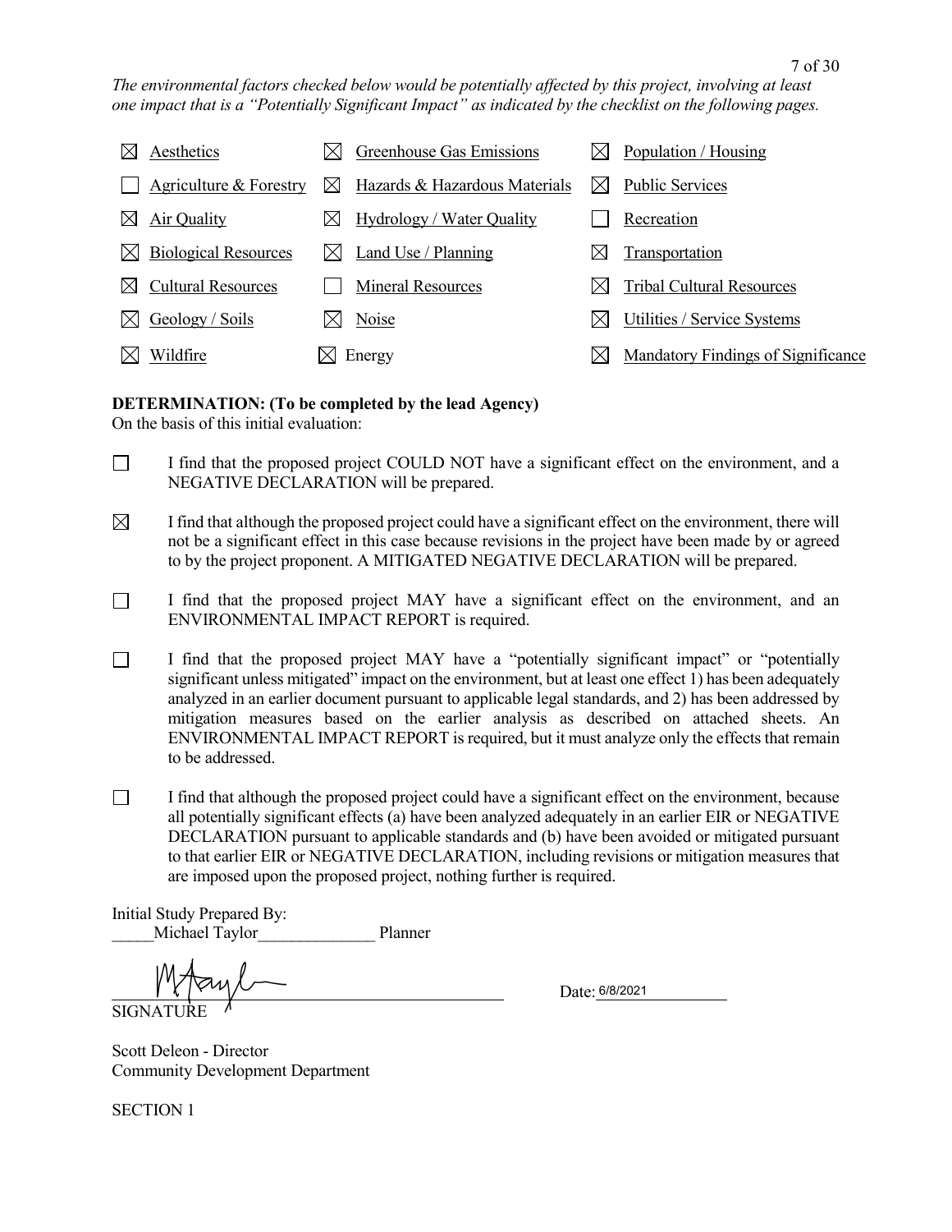*The environmental factors checked below would be potentially affected by this project, involving at least one impact that is a "Potentially Significant Impact" as indicated by the checklist on the following pages.*

| | | |
|---|---|---|
| ☒ Aesthetics | ☒ Greenhouse Gas Emissions | ☒ Population / Housing |
| ☐ Agriculture & Forestry | ☒ Hazards & Hazardous Materials | ☒ Public Services |
| ☒ Air Quality | ☒ Hydrology / Water Quality | ☐ Recreation |
| ☒ Biological Resources | ☒ Land Use / Planning | ☒ Transportation |
| ☒ Cultural Resources | ☐ Mineral Resources | ☒ Tribal Cultural Resources |
| ☒ Geology / Soils | ☒ Noise | ☒ Utilities / Service Systems |
| ☒ Wildfire | ☒ Energy | ☒ Mandatory Findings of Significance |

**DETERMINATION: (To be completed by the lead Agency)**

On the basis of this initial evaluation:

☐ I find that the proposed project COULD NOT have a significant effect on the environment, and a NEGATIVE DECLARATION will be prepared.

☒ I find that although the proposed project could have a significant effect on the environment, there will not be a significant effect in this case because revisions in the project have been made by or agreed to by the project proponent. A MITIGATED NEGATIVE DECLARATION will be prepared.

☐ I find that the proposed project MAY have a significant effect on the environment, and an ENVIRONMENTAL IMPACT REPORT is required.

☐ I find that the proposed project MAY have a "potentially significant impact" or "potentially significant unless mitigated" impact on the environment, but at least one effect 1) has been adequately analyzed in an earlier document pursuant to applicable legal standards, and 2) has been addressed by mitigation measures based on the earlier analysis as described on attached sheets. An ENVIRONMENTAL IMPACT REPORT is required, but it must analyze only the effects that remain to be addressed.

☐ I find that although the proposed project could have a significant effect on the environment, because all potentially significant effects (a) have been analyzed adequately in an earlier EIR or NEGATIVE DECLARATION pursuant to applicable standards and (b) have been avoided or mitigated pursuant to that earlier EIR or NEGATIVE DECLARATION, including revisions or mitigation measures that are imposed upon the proposed project, nothing further is required.

Initial Study Prepared By:
_____Michael Taylor______________ Planner

SIGNATURE Date: 6/8/2021

Scott Deleon - Director
Community Development Department

SECTION 1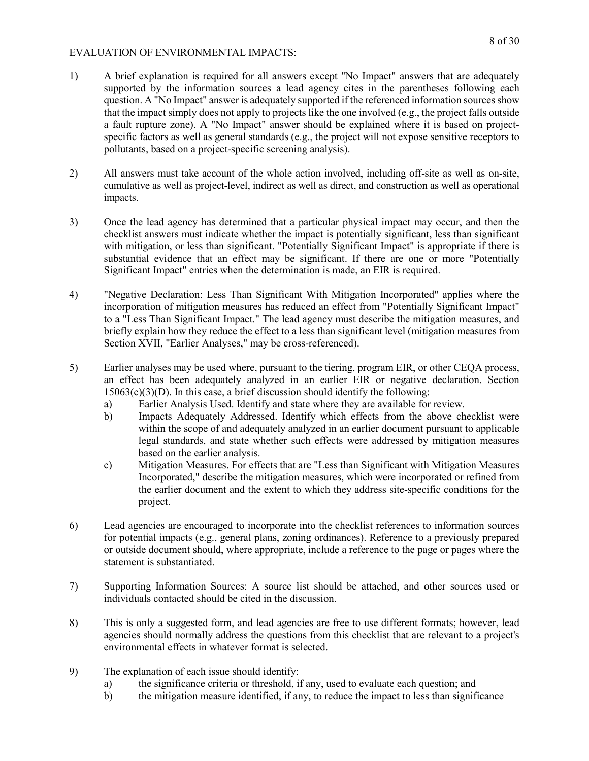EVALUATION OF ENVIRONMENTAL IMPACTS:

1) A brief explanation is required for all answers except "No Impact" answers that are adequately supported by the information sources a lead agency cites in the parentheses following each question. A "No Impact" answer is adequately supported if the referenced information sources show that the impact simply does not apply to projects like the one involved (e.g., the project falls outside a fault rupture zone). A "No Impact" answer should be explained where it is based on project-specific factors as well as general standards (e.g., the project will not expose sensitive receptors to pollutants, based on a project-specific screening analysis).

2) All answers must take account of the whole action involved, including off-site as well as on-site, cumulative as well as project-level, indirect as well as direct, and construction as well as operational impacts.

3) Once the lead agency has determined that a particular physical impact may occur, and then the checklist answers must indicate whether the impact is potentially significant, less than significant with mitigation, or less than significant. "Potentially Significant Impact" is appropriate if there is substantial evidence that an effect may be significant. If there are one or more "Potentially Significant Impact" entries when the determination is made, an EIR is required.

4) "Negative Declaration: Less Than Significant With Mitigation Incorporated" applies where the incorporation of mitigation measures has reduced an effect from "Potentially Significant Impact" to a "Less Than Significant Impact." The lead agency must describe the mitigation measures, and briefly explain how they reduce the effect to a less than significant level (mitigation measures from Section XVII, "Earlier Analyses," may be cross-referenced).

5) Earlier analyses may be used where, pursuant to the tiering, program EIR, or other CEQA process, an effect has been adequately analyzed in an earlier EIR or negative declaration. Section 15063(c)(3)(D). In this case, a brief discussion should identify the following:
   a) Earlier Analysis Used. Identify and state where they are available for review.
   b) Impacts Adequately Addressed. Identify which effects from the above checklist were within the scope of and adequately analyzed in an earlier document pursuant to applicable legal standards, and state whether such effects were addressed by mitigation measures based on the earlier analysis.
   c) Mitigation Measures. For effects that are "Less than Significant with Mitigation Measures Incorporated," describe the mitigation measures, which were incorporated or refined from the earlier document and the extent to which they address site-specific conditions for the project.

6) Lead agencies are encouraged to incorporate into the checklist references to information sources for potential impacts (e.g., general plans, zoning ordinances). Reference to a previously prepared or outside document should, where appropriate, include a reference to the page or pages where the statement is substantiated.

7) Supporting Information Sources: A source list should be attached, and other sources used or individuals contacted should be cited in the discussion.

8) This is only a suggested form, and lead agencies are free to use different formats; however, lead agencies should normally address the questions from this checklist that are relevant to a project's environmental effects in whatever format is selected.

9) The explanation of each issue should identify:
   a) the significance criteria or threshold, if any, used to evaluate each question; and
   b) the mitigation measure identified, if any, to reduce the impact to less than significance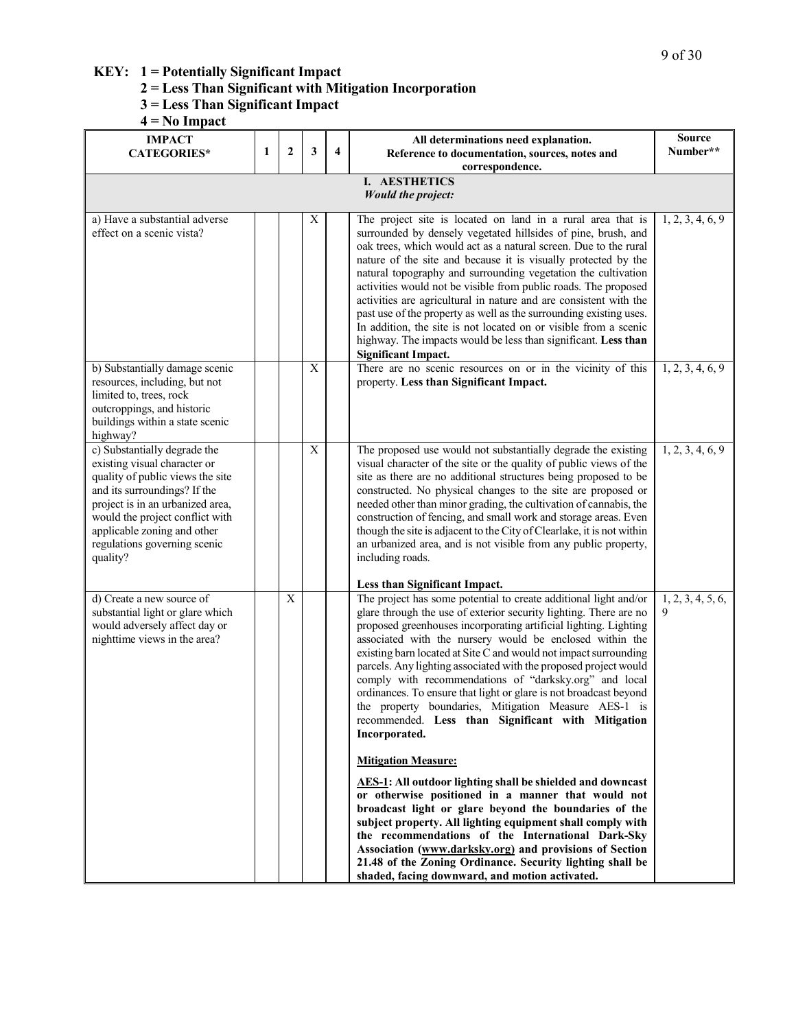**KEY: 1 = Potentially Significant Impact**
**2 = Less Than Significant with Mitigation Incorporation**
**3 = Less Than Significant Impact**
**4 = No Impact**

| IMPACT CATEGORIES* | 1 | 2 | 3 | 4 | All determinations need explanation. Reference to documentation, sources, notes and correspondence. | Source Number** |
|---|---|---|---|---|---|---|
| **I. AESTHETICS** *Would the project:* | | | | | | |
| a) Have a substantial adverse effect on a scenic vista? | | | X | | The project site is located on land in a rural area that is surrounded by densely vegetated hillsides of pine, brush, and oak trees, which would act as a natural screen. Due to the rural nature of the site and because it is visually protected by the natural topography and surrounding vegetation the cultivation activities would not be visible from public roads. The proposed activities are agricultural in nature and are consistent with the past use of the property as well as the surrounding existing uses. In addition, the site is not located on or visible from a scenic highway. The impacts would be less than significant. **Less than Significant Impact.** | 1, 2, 3, 4, 6, 9 |
| b) Substantially damage scenic resources, including, but not limited to, trees, rock outcroppings, and historic buildings within a state scenic highway? | | | X | | There are no scenic resources on or in the vicinity of this property. **Less than Significant Impact.** | 1, 2, 3, 4, 6, 9 |
| c) Substantially degrade the existing visual character or quality of public views the site and its surroundings? If the project is in an urbanized area, would the project conflict with applicable zoning and other regulations governing scenic quality? | | | X | | The proposed use would not substantially degrade the existing visual character of the site or the quality of public views of the site as there are no additional structures being proposed to be constructed. No physical changes to the site are proposed or needed other than minor grading, the cultivation of cannabis, the construction of fencing, and small work and storage areas. Even though the site is adjacent to the City of Clearlake, it is not within an urbanized area, and is not visible from any public property, including roads.<br><br>**Less than Significant Impact.** | 1, 2, 3, 4, 6, 9 |
| d) Create a new source of substantial light or glare which would adversely affect day or nighttime views in the area? | | X | | | The project has some potential to create additional light and/or glare through the use of exterior security lighting. There are no proposed greenhouses incorporating artificial lighting. Lighting associated with the nursery would be enclosed within the existing barn located at Site C and would not impact surrounding parcels. Any lighting associated with the proposed project would comply with recommendations of "darksky.org" and local ordinances. To ensure that light or glare is not broadcast beyond the property boundaries, Mitigation Measure AES-1 is recommended. **Less than Significant with Mitigation Incorporated.**<br><br>**<u>Mitigation Measure:</u>**<br><br>**<u>AES-1</u>: All outdoor lighting shall be shielded and downcast or otherwise positioned in a manner that would not broadcast light or glare beyond the boundaries of the subject property. All lighting equipment shall comply with the recommendations of the International Dark-Sky Association (<u>www.darksky.org</u>) and provisions of Section 21.48 of the Zoning Ordinance. Security lighting shall be shaded, facing downward, and motion activated.** | 1, 2, 3, 4, 5, 6, 9 |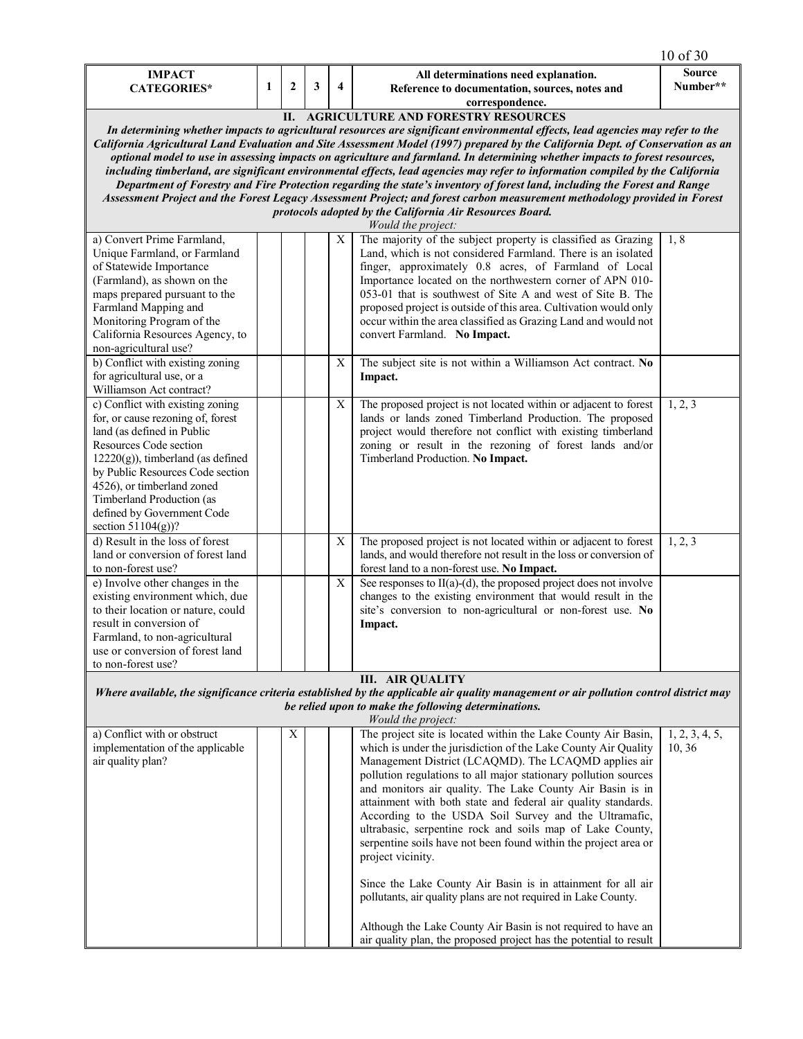| IMPACT CATEGORIES* | 1 | 2 | 3 | 4 | All determinations need explanation. Reference to documentation, sources, notes and correspondence. | Source Number** |
|---|---|---|---|---|---|---|
| **II. AGRICULTURE AND FORESTRY RESOURCES** *In determining whether impacts to agricultural resources are significant environmental effects, lead agencies may refer to the California Agricultural Land Evaluation and Site Assessment Model (1997) prepared by the California Dept. of Conservation as an optional model to use in assessing impacts on agriculture and farmland. In determining whether impacts to forest resources, including timberland, are significant environmental effects, lead agencies may refer to information compiled by the California Department of Forestry and Fire Protection regarding the state's inventory of forest land, including the Forest and Range Assessment Project and the Forest Legacy Assessment Project; and forest carbon measurement methodology provided in Forest protocols adopted by the California Air Resources Board.* *Would the project:* | | | | | | |
| a) Convert Prime Farmland, Unique Farmland, or Farmland of Statewide Importance (Farmland), as shown on the maps prepared pursuant to the Farmland Mapping and Monitoring Program of the California Resources Agency, to non-agricultural use? | | | | X | The majority of the subject property is classified as Grazing Land, which is not considered Farmland. There is an isolated finger, approximately 0.8 acres, of Farmland of Local Importance located on the northwestern corner of APN 010-053-01 that is southwest of Site A and west of Site B. The proposed project is outside of this area. Cultivation would only occur within the area classified as Grazing Land and would not convert Farmland. **No Impact.** | 1, 8 |
| b) Conflict with existing zoning for agricultural use, or a Williamson Act contract? | | | | X | The subject site is not within a Williamson Act contract. **No Impact.** | |
| c) Conflict with existing zoning for, or cause rezoning of, forest land (as defined in Public Resources Code section 12220(g)), timberland (as defined by Public Resources Code section 4526), or timberland zoned Timberland Production (as defined by Government Code section 51104(g))? | | | | X | The proposed project is not located within or adjacent to forest lands or lands zoned Timberland Production. The proposed project would therefore not conflict with existing timberland zoning or result in the rezoning of forest lands and/or Timberland Production. **No Impact.** | 1, 2, 3 |
| d) Result in the loss of forest land or conversion of forest land to non-forest use? | | | | X | The proposed project is not located within or adjacent to forest lands, and would therefore not result in the loss or conversion of forest land to a non-forest use. **No Impact.** | 1, 2, 3 |
| e) Involve other changes in the existing environment which, due to their location or nature, could result in conversion of Farmland, to non-agricultural use or conversion of forest land to non-forest use? | | | | X | See responses to II(a)-(d), the proposed project does not involve changes to the existing environment that would result in the site's conversion to non-agricultural or non-forest use. **No Impact.** | |
| **III. AIR QUALITY** *Where available, the significance criteria established by the applicable air quality management or air pollution control district may be relied upon to make the following determinations.* *Would the project:* | | | | | | |
| a) Conflict with or obstruct implementation of the applicable air quality plan? | | X | | | The project site is located within the Lake County Air Basin, which is under the jurisdiction of the Lake County Air Quality Management District (LCAQMD). The LCAQMD applies air pollution regulations to all major stationary pollution sources and monitors air quality. The Lake County Air Basin is in attainment with both state and federal air quality standards. According to the USDA Soil Survey and the Ultramafic, ultrabasic, serpentine rock and soils map of Lake County, serpentine soils have not been found within the project area or project vicinity. <br><br> Since the Lake County Air Basin is in attainment for all air pollutants, air quality plans are not required in Lake County. <br><br> Although the Lake County Air Basin is not required to have an air quality plan, the proposed project has the potential to result | 1, 2, 3, 4, 5, 10, 36 |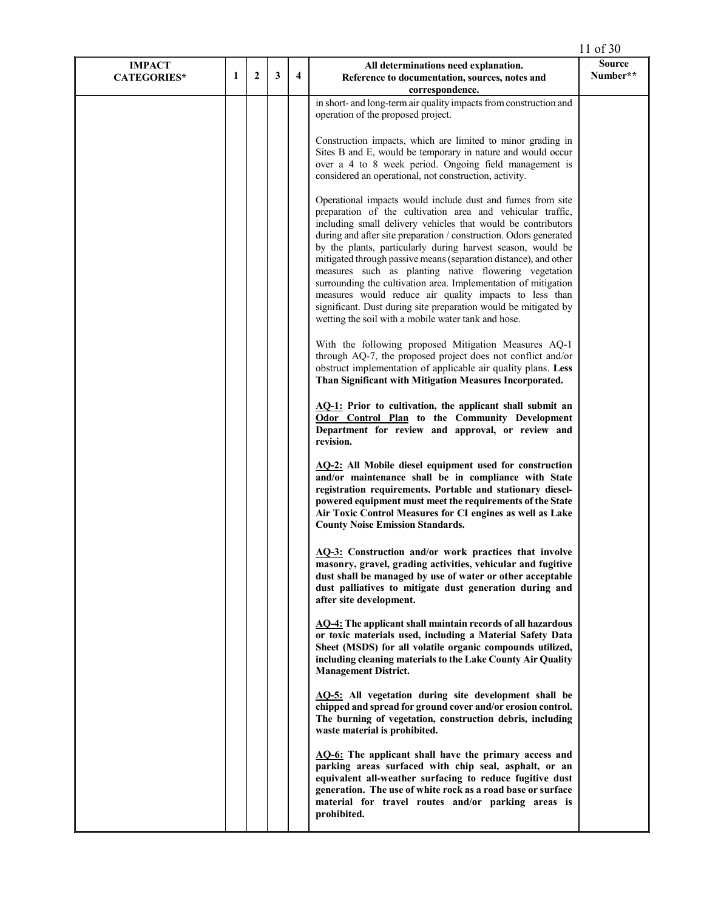| IMPACT CATEGORIES* | 1 | 2 | 3 | 4 | All determinations need explanation. Reference to documentation, sources, notes and correspondence. | Source Number** |
|---|---|---|---|---|---|---|
| | | | | | in short- and long-term air quality impacts from construction and operation of the proposed project.<br><br>Construction impacts, which are limited to minor grading in Sites B and E, would be temporary in nature and would occur over a 4 to 8 week period. Ongoing field management is considered an operational, not construction, activity.<br><br>Operational impacts would include dust and fumes from site preparation of the cultivation area and vehicular traffic, including small delivery vehicles that would be contributors during and after site preparation / construction. Odors generated by the plants, particularly during harvest season, would be mitigated through passive means (separation distance), and other measures such as planting native flowering vegetation surrounding the cultivation area. Implementation of mitigation measures would reduce air quality impacts to less than significant. Dust during site preparation would be mitigated by wetting the soil with a mobile water tank and hose.<br><br>With the following proposed Mitigation Measures AQ-1 through AQ-7, the proposed project does not conflict and/or obstruct implementation of applicable air quality plans. **Less Than Significant with Mitigation Measures Incorporated.**<br><br>**AQ-1: Prior to cultivation, the applicant shall submit an Odor Control Plan to the Community Development Department for review and approval, or review and revision.**<br><br>**AQ-2: All Mobile diesel equipment used for construction and/or maintenance shall be in compliance with State registration requirements. Portable and stationary diesel-powered equipment must meet the requirements of the State Air Toxic Control Measures for CI engines as well as Lake County Noise Emission Standards.**<br><br>**AQ-3: Construction and/or work practices that involve masonry, gravel, grading activities, vehicular and fugitive dust shall be managed by use of water or other acceptable dust palliatives to mitigate dust generation during and after site development.**<br><br>**AQ-4: The applicant shall maintain records of all hazardous or toxic materials used, including a Material Safety Data Sheet (MSDS) for all volatile organic compounds utilized, including cleaning materials to the Lake County Air Quality Management District.**<br><br>**AQ-5: All vegetation during site development shall be chipped and spread for ground cover and/or erosion control. The burning of vegetation, construction debris, including waste material is prohibited.**<br><br>**AQ-6: The applicant shall have the primary access and parking areas surfaced with chip seal, asphalt, or an equivalent all-weather surfacing to reduce fugitive dust generation. The use of white rock as a road base or surface material for travel routes and/or parking areas is prohibited.** | |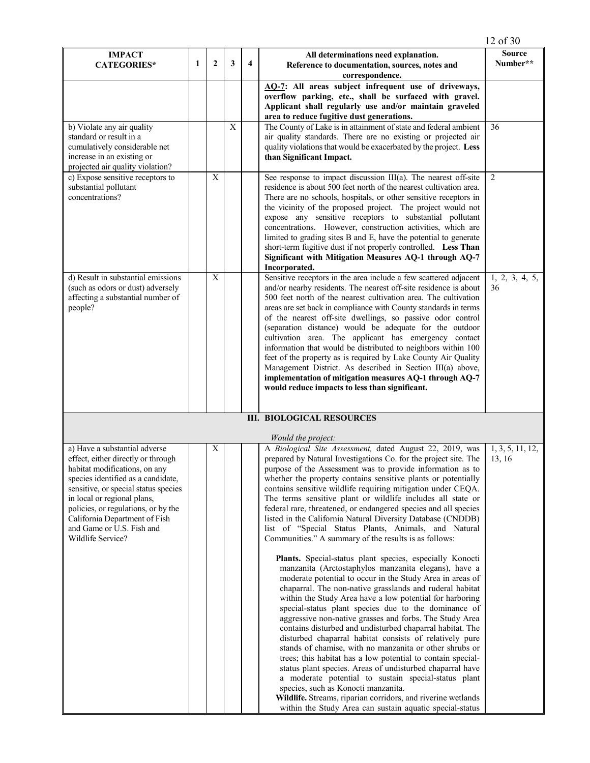| IMPACT CATEGORIES* | 1 | 2 | 3 | 4 | All determinations need explanation. Reference to documentation, sources, notes and correspondence. | Source Number** |
|---|---|---|---|---|---|---|
| | | | | | **AQ-7: All areas subject infrequent use of driveways, overflow parking, etc., shall be surfaced with gravel. Applicant shall regularly use and/or maintain graveled area to reduce fugitive dust generations.** | |
| b) Violate any air quality standard or result in a cumulatively considerable net increase in an existing or projected air quality violation? | | | X | | The County of Lake is in attainment of state and federal ambient air quality standards. There are no existing or projected air quality violations that would be exacerbated by the project. **Less than Significant Impact.** | 36 |
| c) Expose sensitive receptors to substantial pollutant concentrations? | | X | | | See response to impact discussion III(a). The nearest off-site residence is about 500 feet north of the nearest cultivation area. There are no schools, hospitals, or other sensitive receptors in the vicinity of the proposed project. The project would not expose any sensitive receptors to substantial pollutant concentrations. However, construction activities, which are limited to grading sites B and E, have the potential to generate short-term fugitive dust if not properly controlled. **Less Than Significant with Mitigation Measures AQ-1 through AQ-7 Incorporated.** | 2 |
| d) Result in substantial emissions (such as odors or dust) adversely affecting a substantial number of people? | | X | | | Sensitive receptors in the area include a few scattered adjacent and/or nearby residents. The nearest off-site residence is about 500 feet north of the nearest cultivation area. The cultivation areas are set back in compliance with County standards in terms of the nearest off-site dwellings, so passive odor control (separation distance) would be adequate for the outdoor cultivation area. The applicant has emergency contact information that would be distributed to neighbors within 100 feet of the property as is required by Lake County Air Quality Management District. As described in Section III(a) above, **implementation of mitigation measures AQ-1 through AQ-7 would reduce impacts to less than significant.** | 1, 2, 3, 4, 5, 36 |
| **III. BIOLOGICAL RESOURCES** *Would the project:* | | | | | | |
| a) Have a substantial adverse effect, either directly or through habitat modifications, on any species identified as a candidate, sensitive, or special status species in local or regional plans, policies, or regulations, or by the California Department of Fish and Game or U.S. Fish and Wildlife Service? | | X | | | A *Biological Site Assessment,* dated August 22, 2019, was prepared by Natural Investigations Co. for the project site. The purpose of the Assessment was to provide information as to whether the property contains sensitive plants or potentially contains sensitive wildlife requiring mitigation under CEQA. The terms sensitive plant or wildlife includes all state or federal rare, threatened, or endangered species and all species listed in the California Natural Diversity Database (CNDDB) list of "Special Status Plants, Animals, and Natural Communities." A summary of the results is as follows:<br><br>**Plants.** Special-status plant species, especially Konocti manzanita (Arctostaphylos manzanita elegans), have a moderate potential to occur in the Study Area in areas of chaparral. The non-native grasslands and ruderal habitat within the Study Area have a low potential for harboring special-status plant species due to the dominance of aggressive non-native grasses and forbs. The Study Area contains disturbed and undisturbed chaparral habitat. The disturbed chaparral habitat consists of relatively pure stands of chamise, with no manzanita or other shrubs or trees; this habitat has a low potential to contain special-status plant species. Areas of undisturbed chaparral have a moderate potential to sustain special-status plant species, such as Konocti manzanita.<br>**Wildlife.** Streams, riparian corridors, and riverine wetlands within the Study Area can sustain aquatic special-status | 1, 3, 5, 11, 12, 13, 16 |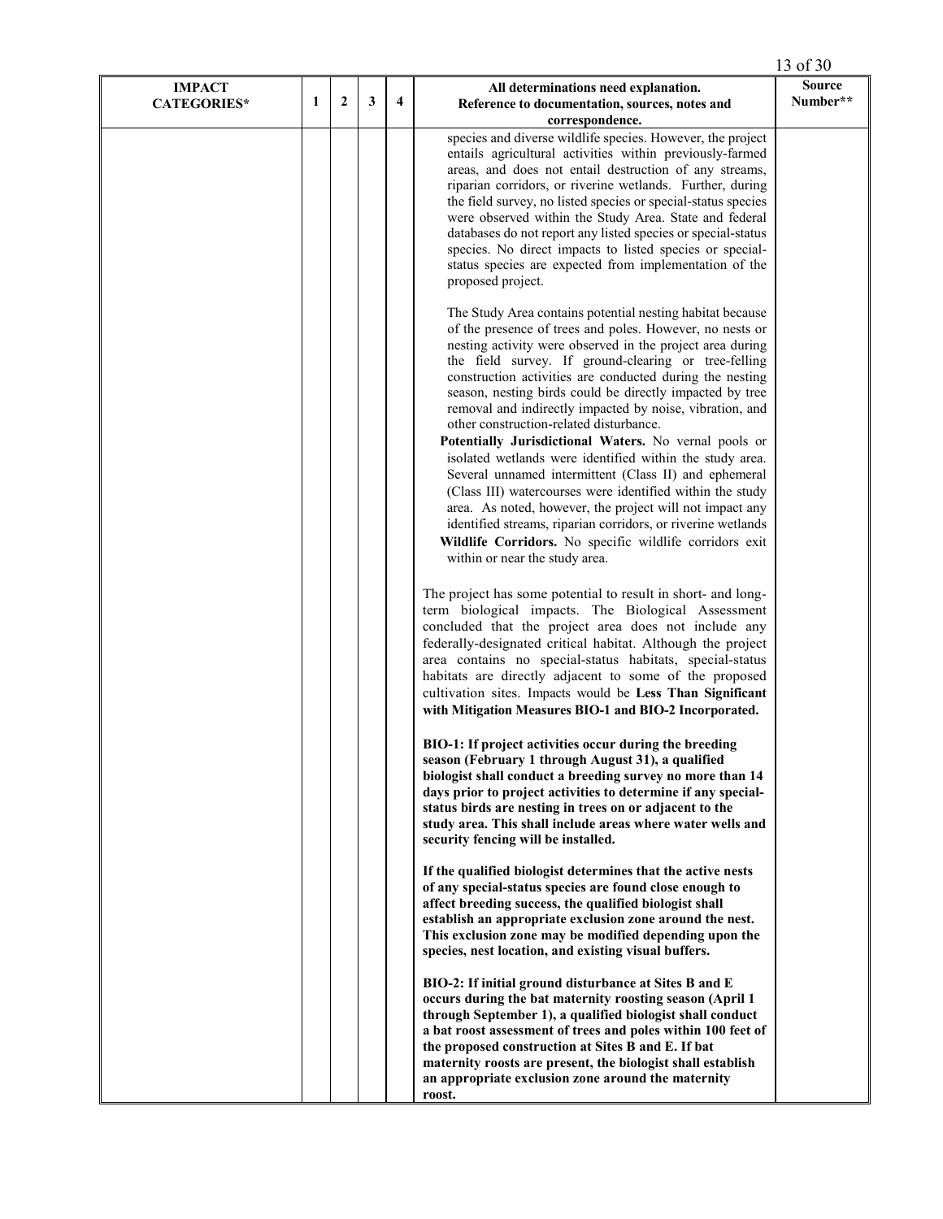| IMPACT CATEGORIES* | 1 | 2 | 3 | 4 | All determinations need explanation. Reference to documentation, sources, notes and correspondence. | Source Number** |
|---|---|---|---|---|---|---|
| | | | | | species and diverse wildlife species. However, the project entails agricultural activities within previously-farmed areas, and does not entail destruction of any streams, riparian corridors, or riverine wetlands. Further, during the field survey, no listed species or special-status species were observed within the Study Area. State and federal databases do not report any listed species or special-status species. No direct impacts to listed species or special-status species are expected from implementation of the proposed project.<br><br>The Study Area contains potential nesting habitat because of the presence of trees and poles. However, no nests or nesting activity were observed in the project area during the field survey. If ground-clearing or tree-felling construction activities are conducted during the nesting season, nesting birds could be directly impacted by tree removal and indirectly impacted by noise, vibration, and other construction-related disturbance.<br>**Potentially Jurisdictional Waters.** No vernal pools or isolated wetlands were identified within the study area. Several unnamed intermittent (Class II) and ephemeral (Class III) watercourses were identified within the study area. As noted, however, the project will not impact any identified streams, riparian corridors, or riverine wetlands<br>**Wildlife Corridors.** No specific wildlife corridors exit within or near the study area.<br><br>The project has some potential to result in short- and long-term biological impacts. The Biological Assessment concluded that the project area does not include any federally-designated critical habitat. Although the project area contains no special-status habitats, special-status habitats are directly adjacent to some of the proposed cultivation sites. Impacts would be **Less Than Significant with Mitigation Measures BIO-1 and BIO-2 Incorporated.**<br><br>**BIO-1: If project activities occur during the breeding season (February 1 through August 31), a qualified biologist shall conduct a breeding survey no more than 14 days prior to project activities to determine if any special-status birds are nesting in trees on or adjacent to the study area. This shall include areas where water wells and security fencing will be installed.**<br><br>**If the qualified biologist determines that the active nests of any special-status species are found close enough to affect breeding success, the qualified biologist shall establish an appropriate exclusion zone around the nest. This exclusion zone may be modified depending upon the species, nest location, and existing visual buffers.**<br><br>**BIO-2: If initial ground disturbance at Sites B and E occurs during the bat maternity roosting season (April 1 through September 1), a qualified biologist shall conduct a bat roost assessment of trees and poles within 100 feet of the proposed construction at Sites B and E. If bat maternity roosts are present, the biologist shall establish an appropriate exclusion zone around the maternity roost.** | |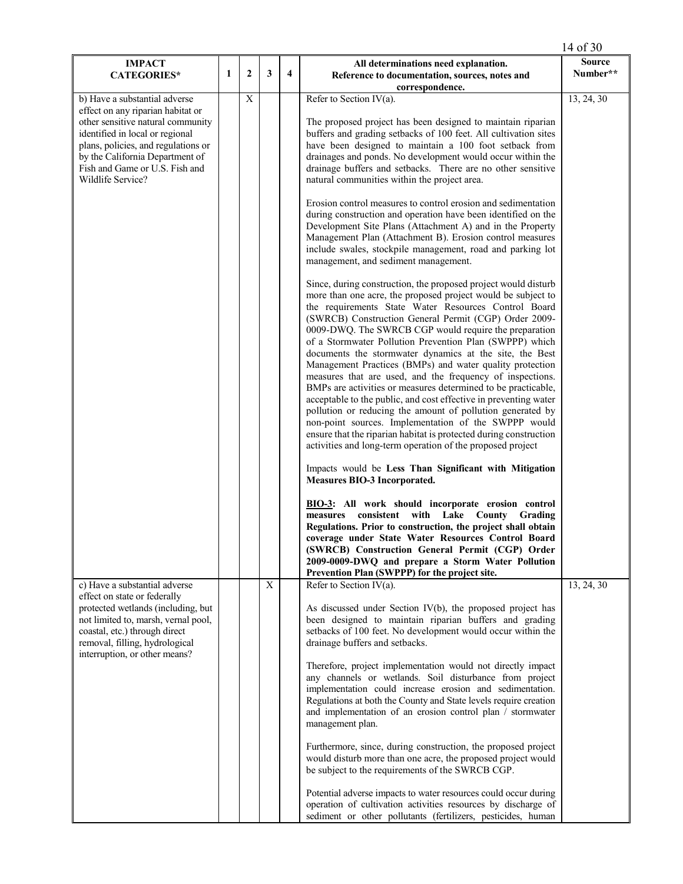| IMPACT CATEGORIES* | 1 | 2 | 3 | 4 | All determinations need explanation. Reference to documentation, sources, notes and correspondence. | Source Number** |
|---|---|---|---|---|---|---|
| b) Have a substantial adverse effect on any riparian habitat or other sensitive natural community identified in local or regional plans, policies, and regulations or by the California Department of Fish and Game or U.S. Fish and Wildlife Service? | | X | | | Refer to Section IV(a).<br><br>The proposed project has been designed to maintain riparian buffers and grading setbacks of 100 feet. All cultivation sites have been designed to maintain a 100 foot setback from drainages and ponds. No development would occur within the drainage buffers and setbacks. There are no other sensitive natural communities within the project area.<br><br>Erosion control measures to control erosion and sedimentation during construction and operation have been identified on the Development Site Plans (Attachment A) and in the Property Management Plan (Attachment B). Erosion control measures include swales, stockpile management, road and parking lot management, and sediment management.<br><br>Since, during construction, the proposed project would disturb more than one acre, the proposed project would be subject to the requirements State Water Resources Control Board (SWRCB) Construction General Permit (CGP) Order 2009-0009-DWQ. The SWRCB CGP would require the preparation of a Stormwater Pollution Prevention Plan (SWPPP) which documents the stormwater dynamics at the site, the Best Management Practices (BMPs) and water quality protection measures that are used, and the frequency of inspections. BMPs are activities or measures determined to be practicable, acceptable to the public, and cost effective in preventing water pollution or reducing the amount of pollution generated by non-point sources. Implementation of the SWPPP would ensure that the riparian habitat is protected during construction activities and long-term operation of the proposed project<br><br>Impacts would be **Less Than Significant with Mitigation Measures BIO-3 Incorporated.**<br><br>**BIO-3: All work should incorporate erosion control measures consistent with Lake County Grading Regulations. Prior to construction, the project shall obtain coverage under State Water Resources Control Board (SWRCB) Construction General Permit (CGP) Order 2009-0009-DWQ and prepare a Storm Water Pollution Prevention Plan (SWPPP) for the project site.** | 13, 24, 30 |
| c) Have a substantial adverse effect on state or federally protected wetlands (including, but not limited to, marsh, vernal pool, coastal, etc.) through direct removal, filling, hydrological interruption, or other means? | | | X | | Refer to Section IV(a).<br><br>As discussed under Section IV(b), the proposed project has been designed to maintain riparian buffers and grading setbacks of 100 feet. No development would occur within the drainage buffers and setbacks.<br><br>Therefore, project implementation would not directly impact any channels or wetlands. Soil disturbance from project implementation could increase erosion and sedimentation. Regulations at both the County and State levels require creation and implementation of an erosion control plan / stormwater management plan.<br><br>Furthermore, since, during construction, the proposed project would disturb more than one acre, the proposed project would be subject to the requirements of the SWRCB CGP.<br><br>Potential adverse impacts to water resources could occur during operation of cultivation activities resources by discharge of sediment or other pollutants (fertilizers, pesticides, human | 13, 24, 30 |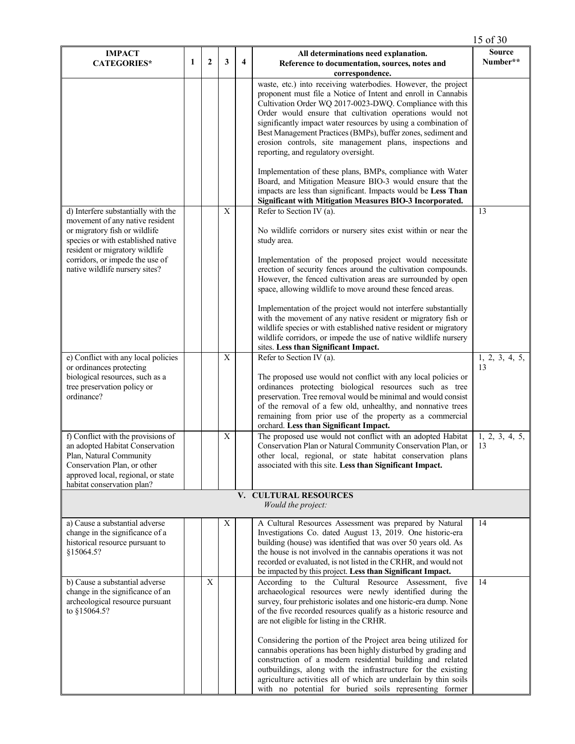| IMPACT CATEGORIES* | 1 | 2 | 3 | 4 | All determinations need explanation. Reference to documentation, sources, notes and correspondence. | Source Number** |
|---|---|---|---|---|---|---|
| | | | | | waste, etc.) into receiving waterbodies. However, the project proponent must file a Notice of Intent and enroll in Cannabis Cultivation Order WQ 2017-0023-DWQ. Compliance with this Order would ensure that cultivation operations would not significantly impact water resources by using a combination of Best Management Practices (BMPs), buffer zones, sediment and erosion controls, site management plans, inspections and reporting, and regulatory oversight.<br><br>Implementation of these plans, BMPs, compliance with Water Board, and Mitigation Measure BIO-3 would ensure that the impacts are less than significant. Impacts would be **Less Than Significant with Mitigation Measures BIO-3 Incorporated.** | |
| d) Interfere substantially with the movement of any native resident or migratory fish or wildlife species or with established native resident or migratory wildlife corridors, or impede the use of native wildlife nursery sites? | | | X | | Refer to Section IV (a).<br><br>No wildlife corridors or nursery sites exist within or near the study area.<br><br>Implementation of the proposed project would necessitate erection of security fences around the cultivation compounds. However, the fenced cultivation areas are surrounded by open space, allowing wildlife to move around these fenced areas.<br><br>Implementation of the project would not interfere substantially with the movement of any native resident or migratory fish or wildlife species or with established native resident or migratory wildlife corridors, or impede the use of native wildlife nursery sites. **Less than Significant Impact.** | 13 |
| e) Conflict with any local policies or ordinances protecting biological resources, such as a tree preservation policy or ordinance? | | | X | | Refer to Section IV (a).<br><br>The proposed use would not conflict with any local policies or ordinances protecting biological resources such as tree preservation. Tree removal would be minimal and would consist of the removal of a few old, unhealthy, and nonnative trees remaining from prior use of the property as a commercial orchard. **Less than Significant Impact.** | 1, 2, 3, 4, 5, 13 |
| f) Conflict with the provisions of an adopted Habitat Conservation Plan, Natural Community Conservation Plan, or other approved local, regional, or state habitat conservation plan? | | | X | | The proposed use would not conflict with an adopted Habitat Conservation Plan or Natural Community Conservation Plan, or other local, regional, or state habitat conservation plans associated with this site. **Less than Significant Impact.** | 1, 2, 3, 4, 5, 13 |
| | | | | | **V. CULTURAL RESOURCES**<br>*Would the project:* | |
| a) Cause a substantial adverse change in the significance of a historical resource pursuant to §15064.5? | | | X | | A Cultural Resources Assessment was prepared by Natural Investigations Co. dated August 13, 2019. One historic-era building (house) was identified that was over 50 years old. As the house is not involved in the cannabis operations it was not recorded or evaluated, is not listed in the CRHR, and would not be impacted by this project. **Less than Significant Impact.** | 14 |
| b) Cause a substantial adverse change in the significance of an archeological resource pursuant to §15064.5? | | X | | | According to the Cultural Resource Assessment, five archaeological resources were newly identified during the survey, four prehistoric isolates and one historic-era dump. None of the five recorded resources qualify as a historic resource and are not eligible for listing in the CRHR.<br><br>Considering the portion of the Project area being utilized for cannabis operations has been highly disturbed by grading and construction of a modern residential building and related outbuildings, along with the infrastructure for the existing agriculture activities all of which are underlain by thin soils with no potential for buried soils representing former | 14 |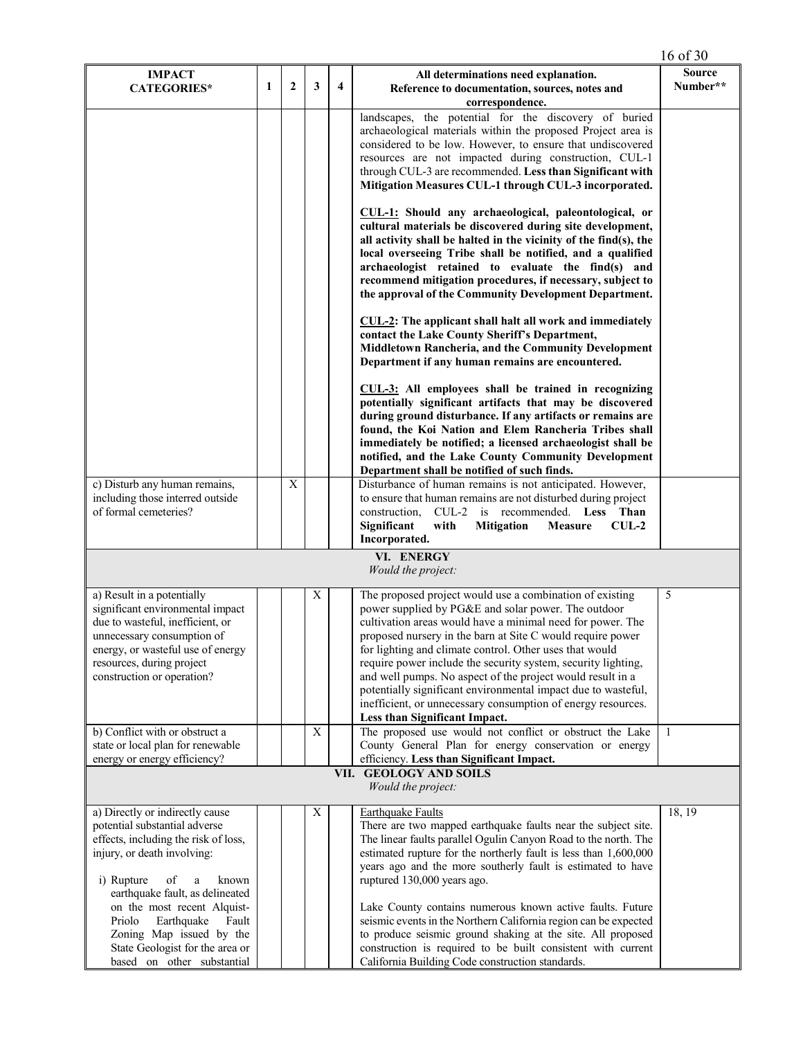| IMPACT CATEGORIES* | 1 | 2 | 3 | 4 | All determinations need explanation. Reference to documentation, sources, notes and correspondence. | Source Number** |
|---|---|---|---|---|---|---|
| | | | | | landscapes, the potential for the discovery of buried archaeological materials within the proposed Project area is considered to be low. However, to ensure that undiscovered resources are not impacted during construction, CUL-1 through CUL-3 are recommended. **Less than Significant with Mitigation Measures CUL-1 through CUL-3 incorporated.**<br><br>**<u>CUL-1:</u> Should any archaeological, paleontological, or cultural materials be discovered during site development, all activity shall be halted in the vicinity of the find(s), the local overseeing Tribe shall be notified, and a qualified archaeologist retained to evaluate the find(s) and recommend mitigation procedures, if necessary, subject to the approval of the Community Development Department.**<br><br>**<u>CUL-2</u>: The applicant shall halt all work and immediately contact the Lake County Sheriff's Department, Middletown Rancheria, and the Community Development Department if any human remains are encountered.**<br><br>**<u>CUL-3:</u> All employees shall be trained in recognizing potentially significant artifacts that may be discovered during ground disturbance. If any artifacts or remains are found, the Koi Nation and Elem Rancheria Tribes shall immediately be notified; a licensed archaeologist shall be notified, and the Lake County Community Development Department shall be notified of such finds.** | |
| c) Disturb any human remains, including those interred outside of formal cemeteries? | | X | | | Disturbance of human remains is not anticipated. However, to ensure that human remains are not disturbed during project construction, CUL-2 is recommended. **Less Than Significant with Mitigation Measure CUL-2 Incorporated.** | |
| **VI. ENERGY**<br>*Would the project:* | | | | | | |
| a) Result in a potentially significant environmental impact due to wasteful, inefficient, or unnecessary consumption of energy, or wasteful use of energy resources, during project construction or operation? | | | X | | The proposed project would use a combination of existing power supplied by PG&E and solar power. The outdoor cultivation areas would have a minimal need for power. The proposed nursery in the barn at Site C would require power for lighting and climate control. Other uses that would require power include the security system, security lighting, and well pumps. No aspect of the project would result in a potentially significant environmental impact due to wasteful, inefficient, or unnecessary consumption of energy resources. **Less than Significant Impact.** | 5 |
| b) Conflict with or obstruct a state or local plan for renewable energy or energy efficiency? | | | X | | The proposed use would not conflict or obstruct the Lake County General Plan for energy conservation or energy efficiency. **Less than Significant Impact.** | 1 |
| **VII. GEOLOGY AND SOILS**<br>*Would the project:* | | | | | | |
| a) Directly or indirectly cause potential substantial adverse effects, including the risk of loss, injury, or death involving:<br><br>i) Rupture of a known earthquake fault, as delineated on the most recent Alquist-Priolo Earthquake Fault Zoning Map issued by the State Geologist for the area or based on other substantial | | | X | | <u>Earthquake Faults</u><br>There are two mapped earthquake faults near the subject site. The linear faults parallel Ogulin Canyon Road to the north. The estimated rupture for the northerly fault is less than 1,600,000 years ago and the more southerly fault is estimated to have ruptured 130,000 years ago.<br><br>Lake County contains numerous known active faults. Future seismic events in the Northern California region can be expected to produce seismic ground shaking at the site. All proposed construction is required to be built consistent with current California Building Code construction standards. | 18, 19 |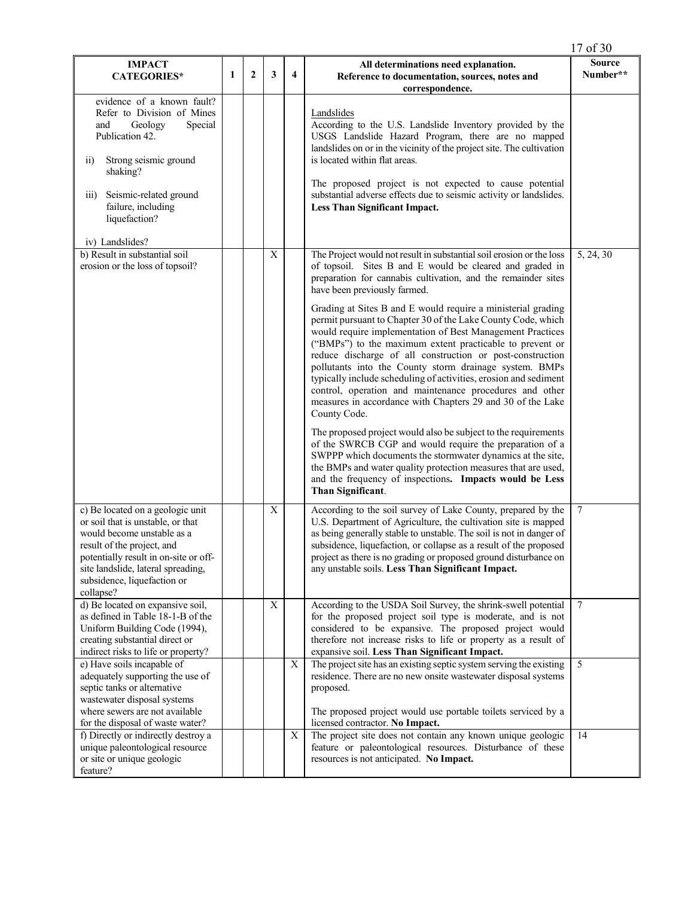| IMPACT CATEGORIES* | 1 | 2 | 3 | 4 | All determinations need explanation. Reference to documentation, sources, notes and correspondence. | Source Number** |
|---|---|---|---|---|---|---|
| evidence of a known fault? Refer to Division of Mines and Geology Special Publication 42.<br><br>ii) Strong seismic ground shaking?<br><br>iii) Seismic-related ground failure, including liquefaction?<br><br>iv) Landslides? | | | | | Landslides<br>According to the U.S. Landslide Inventory provided by the USGS Landslide Hazard Program, there are no mapped landslides on or in the vicinity of the project site. The cultivation is located within flat areas.<br><br>The proposed project is not expected to cause potential substantial adverse effects due to seismic activity or landslides. **Less Than Significant Impact.** | |
| b) Result in substantial soil erosion or the loss of topsoil? | | | X | | The Project would not result in substantial soil erosion or the loss of topsoil. Sites B and E would be cleared and graded in preparation for cannabis cultivation, and the remainder sites have been previously farmed.<br><br>Grading at Sites B and E would require a ministerial grading permit pursuant to Chapter 30 of the Lake County Code, which would require implementation of Best Management Practices ("BMPs") to the maximum extent practicable to prevent or reduce discharge of all construction or post-construction pollutants into the County storm drainage system. BMPs typically include scheduling of activities, erosion and sediment control, operation and maintenance procedures and other measures in accordance with Chapters 29 and 30 of the Lake County Code.<br><br>The proposed project would also be subject to the requirements of the SWRCB CGP and would require the preparation of a SWPPP which documents the stormwater dynamics at the site, the BMPs and water quality protection measures that are used, and the frequency of inspections. **Impacts would be Less Than Significant**. | 5, 24, 30 |
| c) Be located on a geologic unit or soil that is unstable, or that would become unstable as a result of the project, and potentially result in on-site or off-site landslide, lateral spreading, subsidence, liquefaction or collapse? | | | X | | According to the soil survey of Lake County, prepared by the U.S. Department of Agriculture, the cultivation site is mapped as being generally stable to unstable. The soil is not in danger of subsidence, liquefaction, or collapse as a result of the proposed project as there is no grading or proposed ground disturbance on any unstable soils. **Less Than Significant Impact.** | 7 |
| d) Be located on expansive soil, as defined in Table 18-1-B of the Uniform Building Code (1994), creating substantial direct or indirect risks to life or property? | | | X | | According to the USDA Soil Survey, the shrink-swell potential for the proposed project soil type is moderate, and is not considered to be expansive. The proposed project would therefore not increase risks to life or property as a result of expansive soil. **Less Than Significant Impact.** | 7 |
| e) Have soils incapable of adequately supporting the use of septic tanks or alternative wastewater disposal systems where sewers are not available for the disposal of waste water? | | | | X | The project site has an existing septic system serving the existing residence. There are no new onsite wastewater disposal systems proposed.<br><br>The proposed project would use portable toilets serviced by a licensed contractor. **No Impact.** | 5 |
| f) Directly or indirectly destroy a unique paleontological resource or site or unique geologic feature? | | | | X | The project site does not contain any known unique geologic feature or paleontological resources. Disturbance of these resources is not anticipated. **No Impact.** | 14 |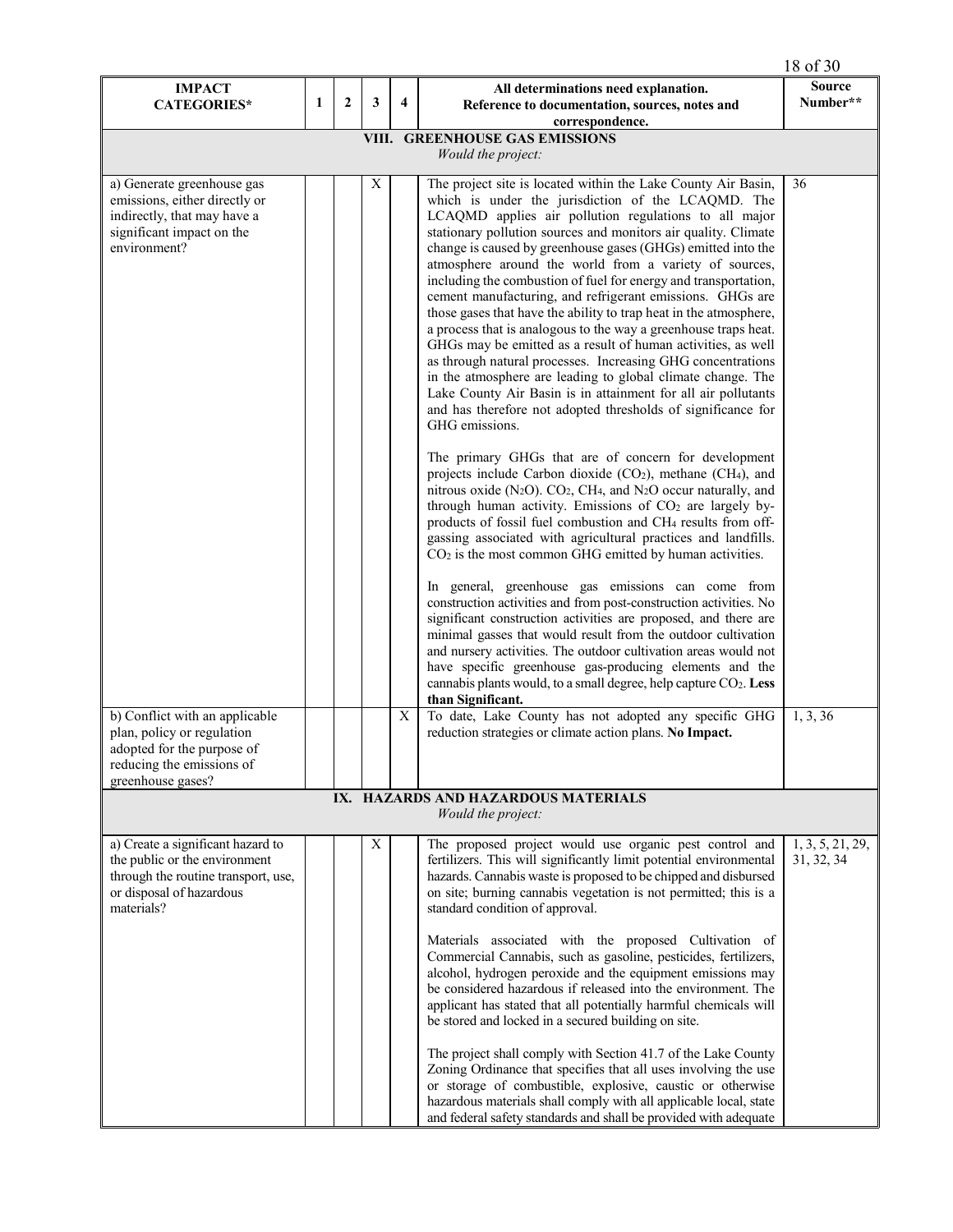| IMPACT CATEGORIES* | 1 | 2 | 3 | 4 | All determinations need explanation. Reference to documentation, sources, notes and correspondence. | Source Number** |
|---|---|---|---|---|---|---|
| **VIII. GREENHOUSE GAS EMISSIONS** *Would the project:* | | | | | | |
| a) Generate greenhouse gas emissions, either directly or indirectly, that may have a significant impact on the environment? | | | X | | The project site is located within the Lake County Air Basin, which is under the jurisdiction of the LCAQMD. The LCAQMD applies air pollution regulations to all major stationary pollution sources and monitors air quality. Climate change is caused by greenhouse gases (GHGs) emitted into the atmosphere around the world from a variety of sources, including the combustion of fuel for energy and transportation, cement manufacturing, and refrigerant emissions. GHGs are those gases that have the ability to trap heat in the atmosphere, a process that is analogous to the way a greenhouse traps heat. GHGs may be emitted as a result of human activities, as well as through natural processes. Increasing GHG concentrations in the atmosphere are leading to global climate change. The Lake County Air Basin is in attainment for all air pollutants and has therefore not adopted thresholds of significance for GHG emissions.<br><br>The primary GHGs that are of concern for development projects include Carbon dioxide ($CO_2$), methane ($CH_4$), and nitrous oxide ($N_2O$). $CO_2$, $CH_4$, and $N_2O$ occur naturally, and through human activity. Emissions of $CO_2$ are largely by-products of fossil fuel combustion and $CH_4$ results from off-gassing associated with agricultural practices and landfills. $CO_2$ is the most common GHG emitted by human activities.<br><br>In general, greenhouse gas emissions can come from construction activities and from post-construction activities. No significant construction activities are proposed, and there are minimal gasses that would result from the outdoor cultivation and nursery activities. The outdoor cultivation areas would not have specific greenhouse gas-producing elements and the cannabis plants would, to a small degree, help capture $CO_2$. **Less than Significant.** | 36 |
| b) Conflict with an applicable plan, policy or regulation adopted for the purpose of reducing the emissions of greenhouse gases? | | | | X | To date, Lake County has not adopted any specific GHG reduction strategies or climate action plans. **No Impact.** | 1, 3, 36 |
| **IX. HAZARDS AND HAZARDOUS MATERIALS** *Would the project:* | | | | | | |
| a) Create a significant hazard to the public or the environment through the routine transport, use, or disposal of hazardous materials? | | | X | | The proposed project would use organic pest control and fertilizers. This will significantly limit potential environmental hazards. Cannabis waste is proposed to be chipped and disbursed on site; burning cannabis vegetation is not permitted; this is a standard condition of approval.<br><br>Materials associated with the proposed Cultivation of Commercial Cannabis, such as gasoline, pesticides, fertilizers, alcohol, hydrogen peroxide and the equipment emissions may be considered hazardous if released into the environment. The applicant has stated that all potentially harmful chemicals will be stored and locked in a secured building on site.<br><br>The project shall comply with Section 41.7 of the Lake County Zoning Ordinance that specifies that all uses involving the use or storage of combustible, explosive, caustic or otherwise hazardous materials shall comply with all applicable local, state and federal safety standards and shall be provided with adequate | 1, 3, 5, 21, 29, 31, 32, 34 |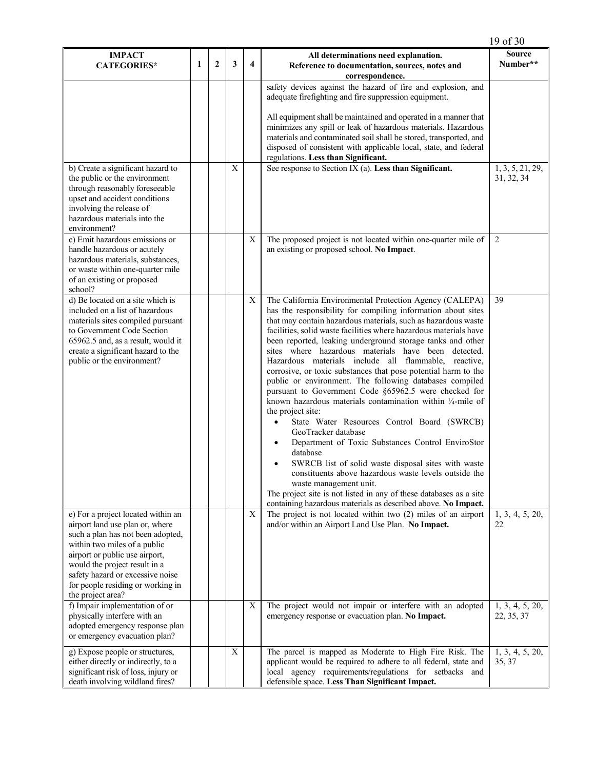| IMPACT CATEGORIES* | 1 | 2 | 3 | 4 | All determinations need explanation. Reference to documentation, sources, notes and correspondence. | Source Number** |
|---|---|---|---|---|---|---|
| | | | | | safety devices against the hazard of fire and explosion, and adequate firefighting and fire suppression equipment.<br><br>All equipment shall be maintained and operated in a manner that minimizes any spill or leak of hazardous materials. Hazardous materials and contaminated soil shall be stored, transported, and disposed of consistent with applicable local, state, and federal regulations. **Less than Significant.** | |
| b) Create a significant hazard to the public or the environment through reasonably foreseeable upset and accident conditions involving the release of hazardous materials into the environment? | | | X | | See response to Section IX (a). **Less than Significant.** | 1, 3, 5, 21, 29, 31, 32, 34 |
| c) Emit hazardous emissions or handle hazardous or acutely hazardous materials, substances, or waste within one-quarter mile of an existing or proposed school? | | | | X | The proposed project is not located within one-quarter mile of an existing or proposed school. **No Impact**. | 2 |
| d) Be located on a site which is included on a list of hazardous materials sites compiled pursuant to Government Code Section 65962.5 and, as a result, would it create a significant hazard to the public or the environment? | | | | X | The California Environmental Protection Agency (CALEPA) has the responsibility for compiling information about sites that may contain hazardous materials, such as hazardous waste facilities, solid waste facilities where hazardous materials have been reported, leaking underground storage tanks and other sites where hazardous materials have been detected. Hazardous materials include all flammable, reactive, corrosive, or toxic substances that pose potential harm to the public or environment. The following databases compiled pursuant to Government Code §65962.5 were checked for known hazardous materials contamination within ¼-mile of the project site:<br>• State Water Resources Control Board (SWRCB) GeoTracker database<br>• Department of Toxic Substances Control EnviroStor database<br>• SWRCB list of solid waste disposal sites with waste constituents above hazardous waste levels outside the waste management unit.<br>The project site is not listed in any of these databases as a site containing hazardous materials as described above. **No Impact.** | 39 |
| e) For a project located within an airport land use plan or, where such a plan has not been adopted, within two miles of a public airport or public use airport, would the project result in a safety hazard or excessive noise for people residing or working in the project area? | | | | X | The project is not located within two (2) miles of an airport and/or within an Airport Land Use Plan. **No Impact.** | 1, 3, 4, 5, 20, 22 |
| f) Impair implementation of or physically interfere with an adopted emergency response plan or emergency evacuation plan? | | | | X | The project would not impair or interfere with an adopted emergency response or evacuation plan. **No Impact.** | 1, 3, 4, 5, 20, 22, 35, 37 |
| g) Expose people or structures, either directly or indirectly, to a significant risk of loss, injury or death involving wildland fires? | | | X | | The parcel is mapped as Moderate to High Fire Risk. The applicant would be required to adhere to all federal, state and local agency requirements/regulations for setbacks and defensible space. **Less Than Significant Impact.** | 1, 3, 4, 5, 20, 35, 37 |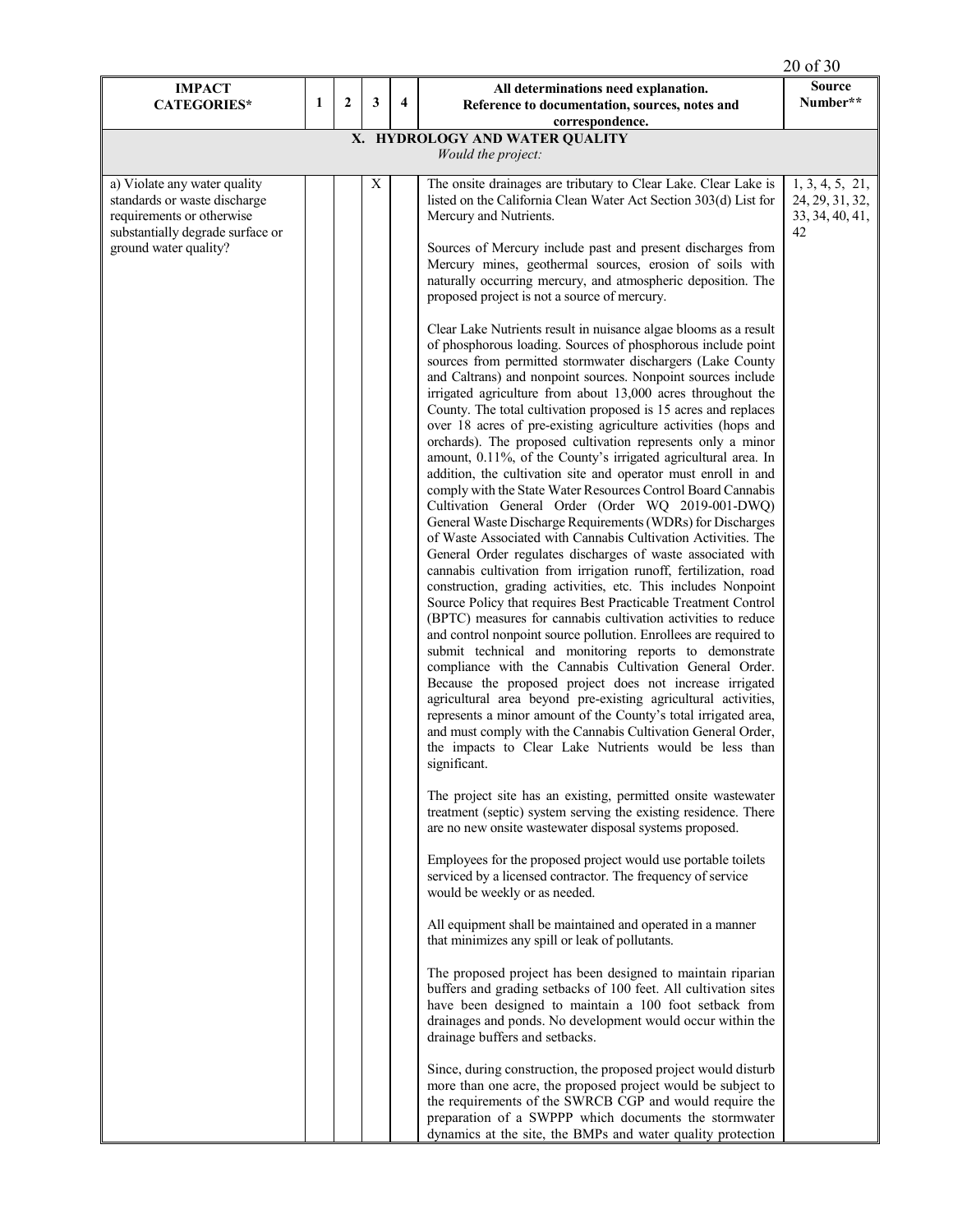| IMPACT CATEGORIES* | 1 | 2 | 3 | 4 | All determinations need explanation. Reference to documentation, sources, notes and correspondence. | Source Number** |
|---|---|---|---|---|---|---|
| **X. HYDROLOGY AND WATER QUALITY** *Would the project:* | | | | | | |
| a) Violate any water quality standards or waste discharge requirements or otherwise substantially degrade surface or ground water quality? | | | X | | The onsite drainages are tributary to Clear Lake. Clear Lake is listed on the California Clean Water Act Section 303(d) List for Mercury and Nutrients.<br><br>Sources of Mercury include past and present discharges from Mercury mines, geothermal sources, erosion of soils with naturally occurring mercury, and atmospheric deposition. The proposed project is not a source of mercury.<br><br>Clear Lake Nutrients result in nuisance algae blooms as a result of phosphorous loading. Sources of phosphorous include point sources from permitted stormwater dischargers (Lake County and Caltrans) and nonpoint sources. Nonpoint sources include irrigated agriculture from about 13,000 acres throughout the County. The total cultivation proposed is 15 acres and replaces over 18 acres of pre-existing agriculture activities (hops and orchards). The proposed cultivation represents only a minor amount, 0.11%, of the County's irrigated agricultural area. In addition, the cultivation site and operator must enroll in and comply with the State Water Resources Control Board Cannabis Cultivation General Order (Order WQ 2019-001-DWQ) General Waste Discharge Requirements (WDRs) for Discharges of Waste Associated with Cannabis Cultivation Activities. The General Order regulates discharges of waste associated with cannabis cultivation from irrigation runoff, fertilization, road construction, grading activities, etc. This includes Nonpoint Source Policy that requires Best Practicable Treatment Control (BPTC) measures for cannabis cultivation activities to reduce and control nonpoint source pollution. Enrollees are required to submit technical and monitoring reports to demonstrate compliance with the Cannabis Cultivation General Order. Because the proposed project does not increase irrigated agricultural area beyond pre-existing agricultural activities, represents a minor amount of the County's total irrigated area, and must comply with the Cannabis Cultivation General Order, the impacts to Clear Lake Nutrients would be less than significant.<br><br>The project site has an existing, permitted onsite wastewater treatment (septic) system serving the existing residence. There are no new onsite wastewater disposal systems proposed.<br><br>Employees for the proposed project would use portable toilets serviced by a licensed contractor. The frequency of service would be weekly or as needed.<br><br>All equipment shall be maintained and operated in a manner that minimizes any spill or leak of pollutants.<br><br>The proposed project has been designed to maintain riparian buffers and grading setbacks of 100 feet. All cultivation sites have been designed to maintain a 100 foot setback from drainages and ponds. No development would occur within the drainage buffers and setbacks.<br><br>Since, during construction, the proposed project would disturb more than one acre, the proposed project would be subject to the requirements of the SWRCB CGP and would require the preparation of a SWPPP which documents the stormwater dynamics at the site, the BMPs and water quality protection | 1, 3, 4, 5, 21, 24, 29, 31, 32, 33, 34, 40, 41, 42 |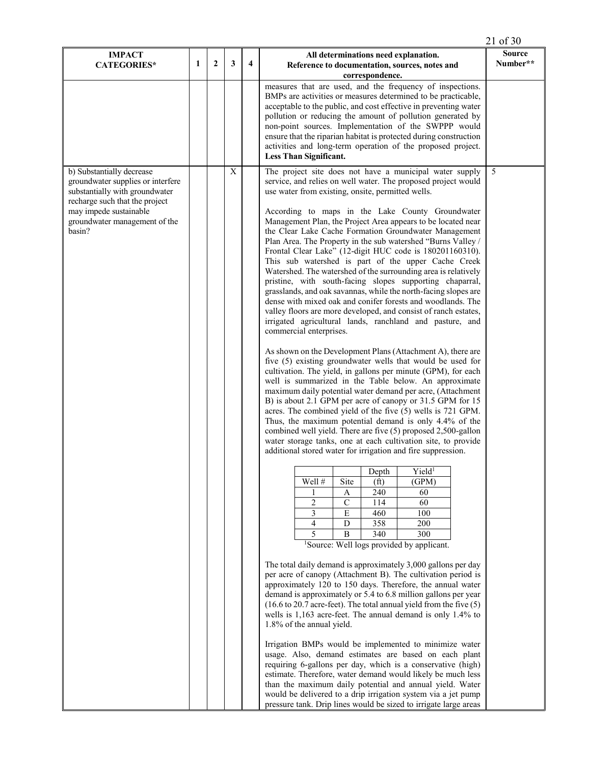| IMPACT CATEGORIES* | 1 | 2 | 3 | 4 | All determinations need explanation. Reference to documentation, sources, notes and correspondence. | Source Number** |
|---|---|---|---|---|---|---|
| | | | | | measures that are used, and the frequency of inspections. BMPs are activities or measures determined to be practicable, acceptable to the public, and cost effective in preventing water pollution or reducing the amount of pollution generated by non-point sources. Implementation of the SWPPP would ensure that the riparian habitat is protected during construction activities and long-term operation of the proposed project. **Less Than Significant.** | |
| b) Substantially decrease groundwater supplies or interfere substantially with groundwater recharge such that the project may impede sustainable groundwater management of the basin? | | | X | | The project site does not have a municipal water supply service, and relies on well water. The proposed project would use water from existing, onsite, permitted wells.<br><br>According to maps in the Lake County Groundwater Management Plan, the Project Area appears to be located near the Clear Lake Cache Formation Groundwater Management Plan Area. The Property in the sub watershed "Burns Valley / Frontal Clear Lake" (12-digit HUC code is 180201160310). This sub watershed is part of the upper Cache Creek Watershed. The watershed of the surrounding area is relatively pristine, with south-facing slopes supporting chaparral, grasslands, and oak savannas, while the north-facing slopes are dense with mixed oak and conifer forests and woodlands. The valley floors are more developed, and consist of ranch estates, irrigated agricultural lands, ranchland and pasture, and commercial enterprises.<br><br>As shown on the Development Plans (Attachment A), there are five (5) existing groundwater wells that would be used for cultivation. The yield, in gallons per minute (GPM), for each well is summarized in the Table below. An approximate maximum daily potential water demand per acre, (Attachment B) is about 2.1 GPM per acre of canopy or 31.5 GPM for 15 acres. The combined yield of the five (5) wells is 721 GPM. Thus, the maximum potential demand is only 4.4% of the combined well yield. There are five (5) proposed 2,500-gallon water storage tanks, one at each cultivation site, to provide additional stored water for irrigation and fire suppression.<br><br>Well # / Site / Depth (ft) / Yield[1] (GPM):<br>1 / A / 240 / 60<br>2 / C / 114 / 60<br>3 / E / 460 / 100<br>4 / D / 358 / 200<br>5 / B / 340 / 300<br>[1]Source: Well logs provided by applicant.<br><br>The total daily demand is approximately 3,000 gallons per day per acre of canopy (Attachment B). The cultivation period is approximately 120 to 150 days. Therefore, the annual water demand is approximately or 5.4 to 6.8 million gallons per year (16.6 to 20.7 acre-feet). The total annual yield from the five (5) wells is 1,163 acre-feet. The annual demand is only 1.4% to 1.8% of the annual yield.<br><br>Irrigation BMPs would be implemented to minimize water usage. Also, demand estimates are based on each plant requiring 6-gallons per day, which is a conservative (high) estimate. Therefore, water demand would likely be much less than the maximum daily potential and annual yield. Water would be delivered to a drip irrigation system via a jet pump pressure tank. Drip lines would be sized to irrigate large areas | 5 |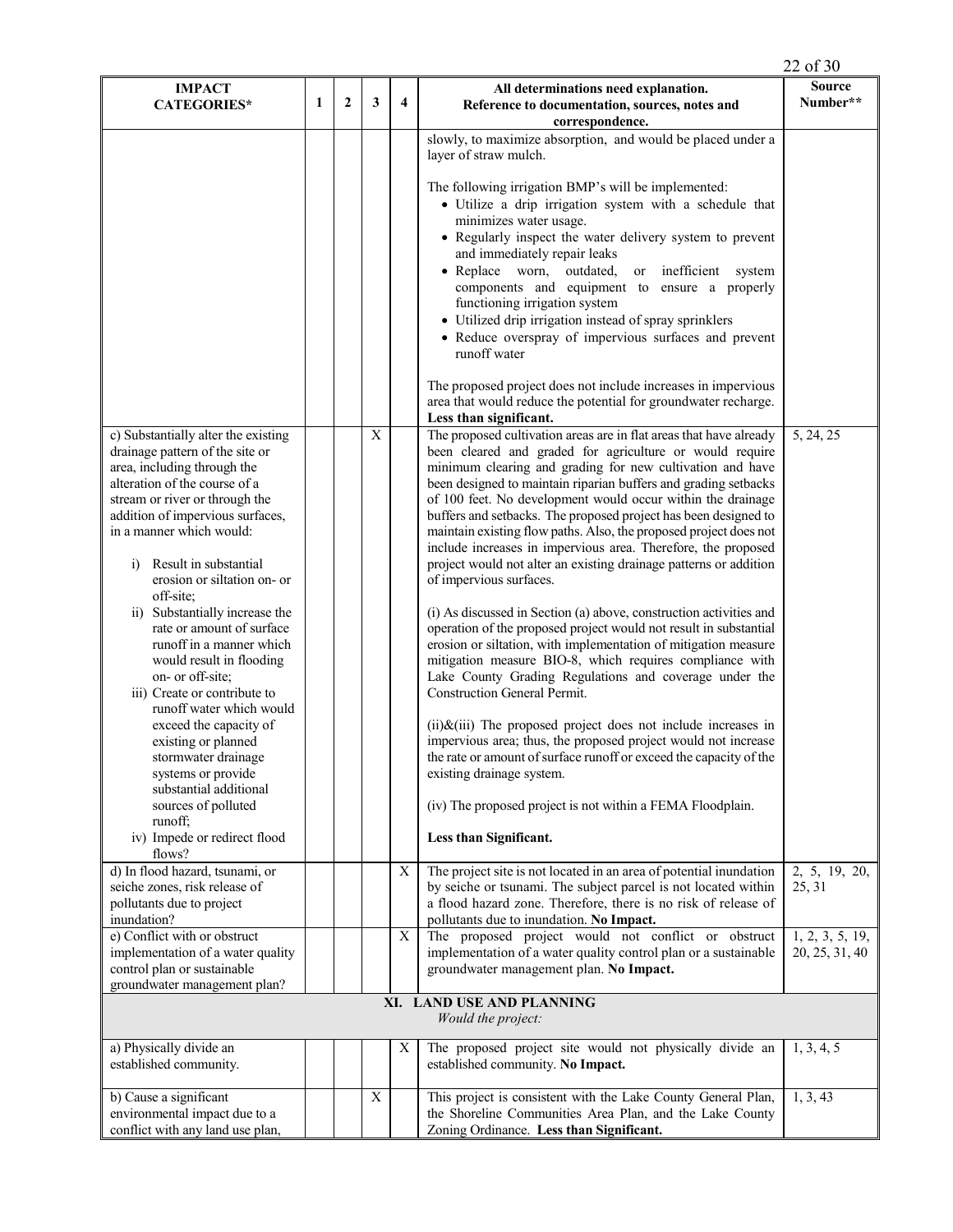| IMPACT CATEGORIES* | 1 | 2 | 3 | 4 | All determinations need explanation. Reference to documentation, sources, notes and correspondence. | Source Number** |
|---|---|---|---|---|---|---|
| | | | | | slowly, to maximize absorption, and would be placed under a layer of straw mulch.<br><br>The following irrigation BMP's will be implemented:<br>• Utilize a drip irrigation system with a schedule that minimizes water usage.<br>• Regularly inspect the water delivery system to prevent and immediately repair leaks<br>• Replace worn, outdated, or inefficient system components and equipment to ensure a properly functioning irrigation system<br>• Utilized drip irrigation instead of spray sprinklers<br>• Reduce overspray of impervious surfaces and prevent runoff water<br><br>The proposed project does not include increases in impervious area that would reduce the potential for groundwater recharge. **Less than significant.** | |
| c) Substantially alter the existing drainage pattern of the site or area, including through the alteration of the course of a stream or river or through the addition of impervious surfaces, in a manner which would:<br><br>i) Result in substantial erosion or siltation on- or off-site;<br>ii) Substantially increase the rate or amount of surface runoff in a manner which would result in flooding on- or off-site;<br>iii) Create or contribute to runoff water which would exceed the capacity of existing or planned stormwater drainage systems or provide substantial additional sources of polluted runoff;<br>iv) Impede or redirect flood flows? | | | X | | The proposed cultivation areas are in flat areas that have already been cleared and graded for agriculture or would require minimum clearing and grading for new cultivation and have been designed to maintain riparian buffers and grading setbacks of 100 feet. No development would occur within the drainage buffers and setbacks. The proposed project has been designed to maintain existing flow paths. Also, the proposed project does not include increases in impervious area. Therefore, the proposed project would not alter an existing drainage patterns or addition of impervious surfaces.<br><br>(i) As discussed in Section (a) above, construction activities and operation of the proposed project would not result in substantial erosion or siltation, with implementation of mitigation measure mitigation measure BIO-8, which requires compliance with Lake County Grading Regulations and coverage under the Construction General Permit.<br><br>(ii)&(iii) The proposed project does not include increases in impervious area; thus, the proposed project would not increase the rate or amount of surface runoff or exceed the capacity of the existing drainage system.<br><br>(iv) The proposed project is not within a FEMA Floodplain.<br><br>**Less than Significant.** | 5, 24, 25 |
| d) In flood hazard, tsunami, or seiche zones, risk release of pollutants due to project inundation? | | | | X | The project site is not located in an area of potential inundation by seiche or tsunami. The subject parcel is not located within a flood hazard zone. Therefore, there is no risk of release of pollutants due to inundation. **No Impact.** | 2, 5, 19, 20, 25, 31 |
| e) Conflict with or obstruct implementation of a water quality control plan or sustainable groundwater management plan? | | | | X | The proposed project would not conflict or obstruct implementation of a water quality control plan or a sustainable groundwater management plan. **No Impact.** | 1, 2, 3, 5, 19, 20, 25, 31, 40 |
| **XI. LAND USE AND PLANNING** *Would the project:* | | | | | | |
| a) Physically divide an established community. | | | | X | The proposed project site would not physically divide an established community. **No Impact.** | 1, 3, 4, 5 |
| b) Cause a significant environmental impact due to a conflict with any land use plan, | | | X | | This project is consistent with the Lake County General Plan, the Shoreline Communities Area Plan, and the Lake County Zoning Ordinance. **Less than Significant.** | 1, 3, 43 |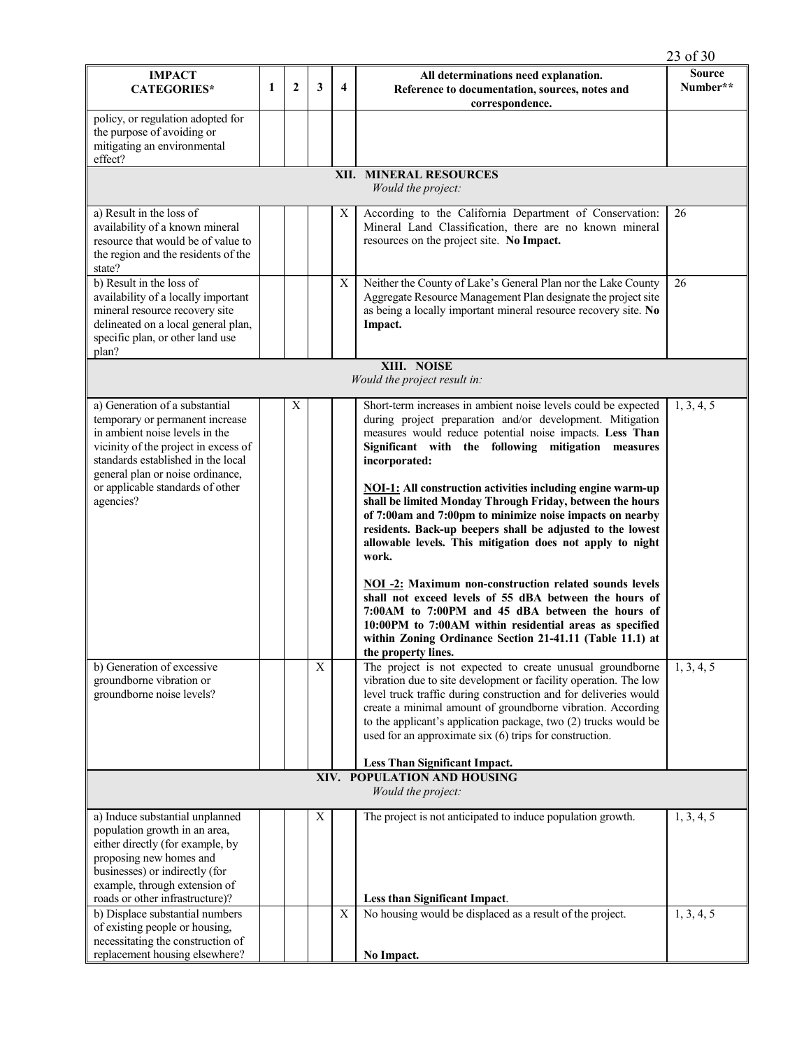| IMPACT CATEGORIES* | 1 | 2 | 3 | 4 | All determinations need explanation. Reference to documentation, sources, notes and correspondence. | Source Number** |
|---|---|---|---|---|---|---|
| policy, or regulation adopted for the purpose of avoiding or mitigating an environmental effect? | | | | | | |
| **XII. MINERAL RESOURCES** *Would the project:* | | | | | | |
| a) Result in the loss of availability of a known mineral resource that would be of value to the region and the residents of the state? | | | | X | According to the California Department of Conservation: Mineral Land Classification, there are no known mineral resources on the project site. **No Impact.** | 26 |
| b) Result in the loss of availability of a locally important mineral resource recovery site delineated on a local general plan, specific plan, or other land use plan? | | | | X | Neither the County of Lake's General Plan nor the Lake County Aggregate Resource Management Plan designate the project site as being a locally important mineral resource recovery site. **No Impact.** | 26 |
| **XIII. NOISE** *Would the project result in:* | | | | | | |
| a) Generation of a substantial temporary or permanent increase in ambient noise levels in the vicinity of the project in excess of standards established in the local general plan or noise ordinance, or applicable standards of other agencies? | | X | | | Short-term increases in ambient noise levels could be expected during project preparation and/or development. Mitigation measures would reduce potential noise impacts. **Less Than Significant with the following mitigation measures incorporated:**<br><br>**NOI-1: All construction activities including engine warm-up shall be limited Monday Through Friday, between the hours of 7:00am and 7:00pm to minimize noise impacts on nearby residents. Back-up beepers shall be adjusted to the lowest allowable levels. This mitigation does not apply to night work.**<br><br>**NOI -2: Maximum non-construction related sounds levels shall not exceed levels of 55 dBA between the hours of 7:00AM to 7:00PM and 45 dBA between the hours of 10:00PM to 7:00AM within residential areas as specified within Zoning Ordinance Section 21-41.11 (Table 11.1) at the property lines.** | 1, 3, 4, 5 |
| b) Generation of excessive groundborne vibration or groundborne noise levels? | | | X | | The project is not expected to create unusual groundborne vibration due to site development or facility operation. The low level truck traffic during construction and for deliveries would create a minimal amount of groundborne vibration. According to the applicant's application package, two (2) trucks would be used for an approximate six (6) trips for construction.<br><br>**Less Than Significant Impact.** | 1, 3, 4, 5 |
| **XIV. POPULATION AND HOUSING** *Would the project:* | | | | | | |
| a) Induce substantial unplanned population growth in an area, either directly (for example, by proposing new homes and businesses) or indirectly (for example, through extension of roads or other infrastructure)? | | | X | | The project is not anticipated to induce population growth.<br><br>**Less than Significant Impact**. | 1, 3, 4, 5 |
| b) Displace substantial numbers of existing people or housing, necessitating the construction of replacement housing elsewhere? | | | | X | No housing would be displaced as a result of the project.<br><br>**No Impact.** | 1, 3, 4, 5 |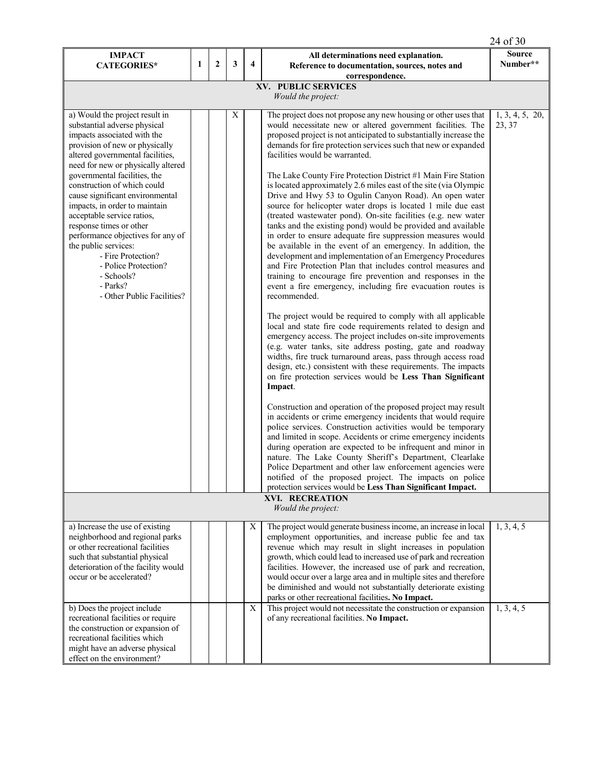| IMPACT CATEGORIES* | 1 | 2 | 3 | 4 | All determinations need explanation. Reference to documentation, sources, notes and correspondence. | Source Number** |
|---|---|---|---|---|---|---|
| **XV. PUBLIC SERVICES** *Would the project:* | | | | | | |
| a) Would the project result in substantial adverse physical impacts associated with the provision of new or physically altered governmental facilities, need for new or physically altered governmental facilities, the construction of which could cause significant environmental impacts, in order to maintain acceptable service ratios, response times or other performance objectives for any of the public services: - Fire Protection? - Police Protection? - Schools? - Parks? - Other Public Facilities? | | | X | | The project does not propose any new housing or other uses that would necessitate new or altered government facilities. The proposed project is not anticipated to substantially increase the demands for fire protection services such that new or expanded facilities would be warranted.<br><br>The Lake County Fire Protection District #1 Main Fire Station is located approximately 2.6 miles east of the site (via Olympic Drive and Hwy 53 to Ogulin Canyon Road). An open water source for helicopter water drops is located 1 mile due east (treated wastewater pond). On-site facilities (e.g. new water tanks and the existing pond) would be provided and available in order to ensure adequate fire suppression measures would be available in the event of an emergency. In addition, the development and implementation of an Emergency Procedures and Fire Protection Plan that includes control measures and training to encourage fire prevention and responses in the event a fire emergency, including fire evacuation routes is recommended.<br><br>The project would be required to comply with all applicable local and state fire code requirements related to design and emergency access. The project includes on-site improvements (e.g. water tanks, site address posting, gate and roadway widths, fire truck turnaround areas, pass through access road design, etc.) consistent with these requirements. The impacts on fire protection services would be **Less Than Significant Impact**.<br><br>Construction and operation of the proposed project may result in accidents or crime emergency incidents that would require police services. Construction activities would be temporary and limited in scope. Accidents or crime emergency incidents during operation are expected to be infrequent and minor in nature. The Lake County Sheriff's Department, Clearlake Police Department and other law enforcement agencies were notified of the proposed project. The impacts on police protection services would be **Less Than Significant Impact.** | 1, 3, 4, 5, 20, 23, 37 |
| **XVI. RECREATION** *Would the project:* | | | | | | |
| a) Increase the use of existing neighborhood and regional parks or other recreational facilities such that substantial physical deterioration of the facility would occur or be accelerated? | | | | X | The project would generate business income, an increase in local employment opportunities, and increase public fee and tax revenue which may result in slight increases in population growth, which could lead to increased use of park and recreation facilities. However, the increased use of park and recreation, would occur over a large area and in multiple sites and therefore be diminished and would not substantially deteriorate existing parks or other recreational facilities**. No Impact.** | 1, 3, 4, 5 |
| b) Does the project include recreational facilities or require the construction or expansion of recreational facilities which might have an adverse physical effect on the environment? | | | | X | This project would not necessitate the construction or expansion of any recreational facilities. **No Impact.** | 1, 3, 4, 5 |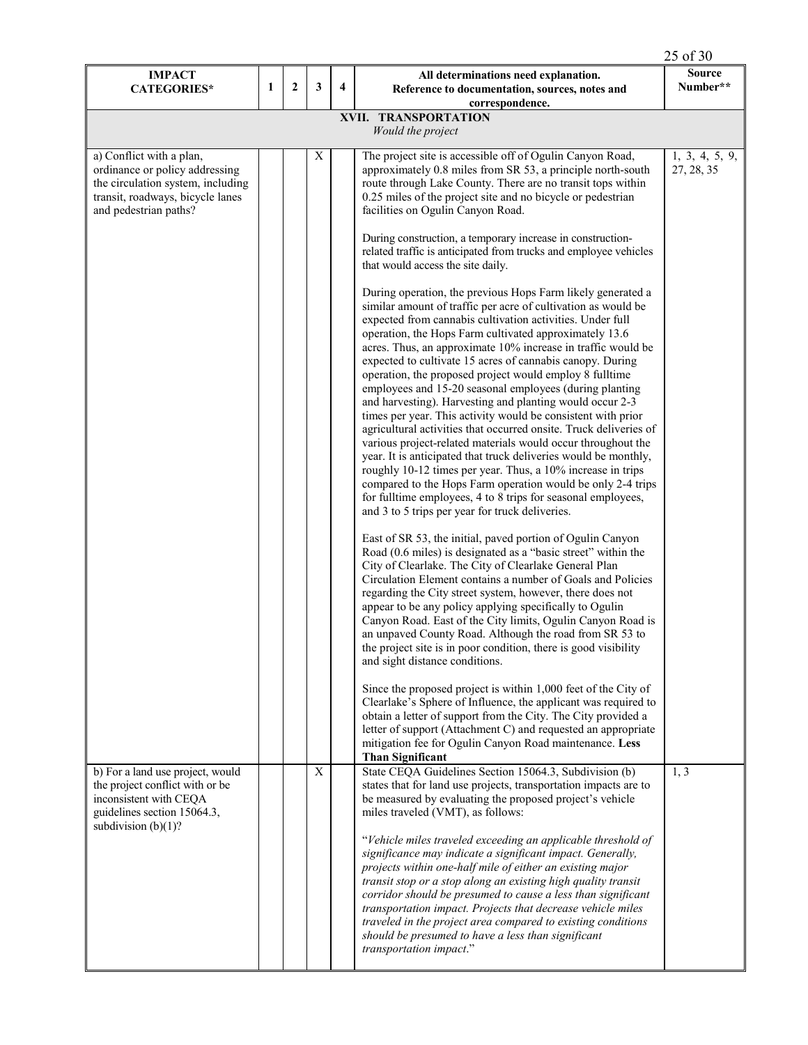| IMPACT CATEGORIES* | 1 | 2 | 3 | 4 | All determinations need explanation. Reference to documentation, sources, notes and correspondence. | Source Number** |
|---|---|---|---|---|---|---|
| **XVII. TRANSPORTATION** *Would the project* | | | | | | |
| a) Conflict with a plan, ordinance or policy addressing the circulation system, including transit, roadways, bicycle lanes and pedestrian paths? | | | X | | The project site is accessible off of Ogulin Canyon Road, approximately 0.8 miles from SR 53, a principle north-south route through Lake County. There are no transit tops within 0.25 miles of the project site and no bicycle or pedestrian facilities on Ogulin Canyon Road.<br><br>During construction, a temporary increase in construction-related traffic is anticipated from trucks and employee vehicles that would access the site daily.<br><br>During operation, the previous Hops Farm likely generated a similar amount of traffic per acre of cultivation as would be expected from cannabis cultivation activities. Under full operation, the Hops Farm cultivated approximately 13.6 acres. Thus, an approximate 10% increase in traffic would be expected to cultivate 15 acres of cannabis canopy. During operation, the proposed project would employ 8 fulltime employees and 15-20 seasonal employees (during planting and harvesting). Harvesting and planting would occur 2-3 times per year. This activity would be consistent with prior agricultural activities that occurred onsite. Truck deliveries of various project-related materials would occur throughout the year. It is anticipated that truck deliveries would be monthly, roughly 10-12 times per year. Thus, a 10% increase in trips compared to the Hops Farm operation would be only 2-4 trips for fulltime employees, 4 to 8 trips for seasonal employees, and 3 to 5 trips per year for truck deliveries.<br><br>East of SR 53, the initial, paved portion of Ogulin Canyon Road (0.6 miles) is designated as a "basic street" within the City of Clearlake. The City of Clearlake General Plan Circulation Element contains a number of Goals and Policies regarding the City street system, however, there does not appear to be any policy applying specifically to Ogulin Canyon Road. East of the City limits, Ogulin Canyon Road is an unpaved County Road. Although the road from SR 53 to the project site is in poor condition, there is good visibility and sight distance conditions.<br><br>Since the proposed project is within 1,000 feet of the City of Clearlake's Sphere of Influence, the applicant was required to obtain a letter of support from the City. The City provided a letter of support (Attachment C) and requested an appropriate mitigation fee for Ogulin Canyon Road maintenance. **Less Than Significant** | 1, 3, 4, 5, 9, 27, 28, 35 |
| b) For a land use project, would the project conflict with or be inconsistent with CEQA guidelines section 15064.3, subdivision (b)(1)? | | | X | | State CEQA Guidelines Section 15064.3, Subdivision (b) states that for land use projects, transportation impacts are to be measured by evaluating the proposed project's vehicle miles traveled (VMT), as follows:<br><br>"*Vehicle miles traveled exceeding an applicable threshold of significance may indicate a significant impact. Generally, projects within one-half mile of either an existing major transit stop or a stop along an existing high quality transit corridor should be presumed to cause a less than significant transportation impact. Projects that decrease vehicle miles traveled in the project area compared to existing conditions should be presumed to have a less than significant transportation impact.*" | 1, 3 |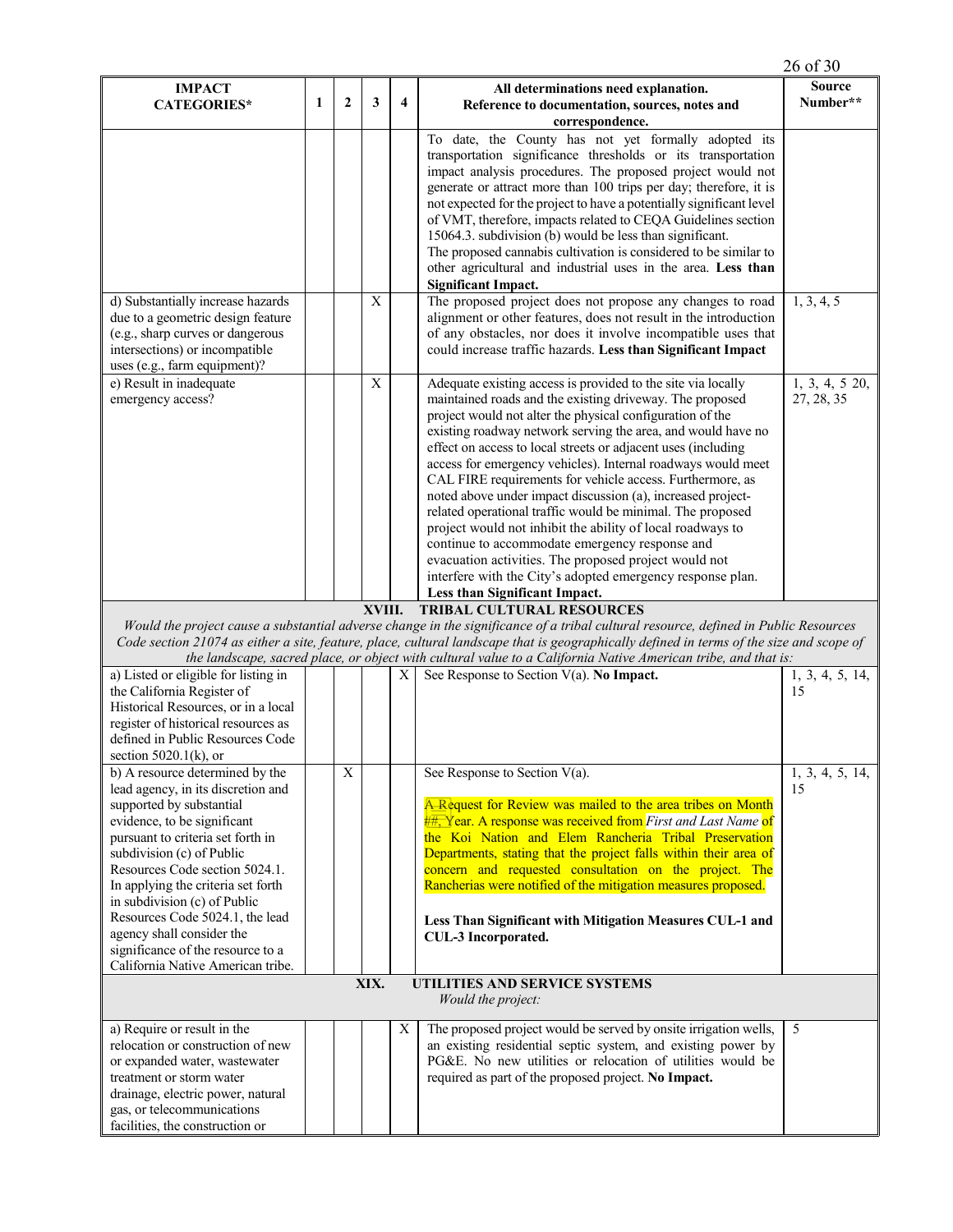| IMPACT CATEGORIES* | 1 | 2 | 3 | 4 | All determinations need explanation. Reference to documentation, sources, notes and correspondence. | Source Number** |
|---|---|---|---|---|---|---|
| | | | | | To date, the County has not yet formally adopted its transportation significance thresholds or its transportation impact analysis procedures. The proposed project would not generate or attract more than 100 trips per day; therefore, it is not expected for the project to have a potentially significant level of VMT, therefore, impacts related to CEQA Guidelines section 15064.3. subdivision (b) would be less than significant. The proposed cannabis cultivation is considered to be similar to other agricultural and industrial uses in the area. **Less than Significant Impact.** | |
| d) Substantially increase hazards due to a geometric design feature (e.g., sharp curves or dangerous intersections) or incompatible uses (e.g., farm equipment)? | | | X | | The proposed project does not propose any changes to road alignment or other features, does not result in the introduction of any obstacles, nor does it involve incompatible uses that could increase traffic hazards. **Less than Significant Impact** | 1, 3, 4, 5 |
| e) Result in inadequate emergency access? | | | X | | Adequate existing access is provided to the site via locally maintained roads and the existing driveway. The proposed project would not alter the physical configuration of the existing roadway network serving the area, and would have no effect on access to local streets or adjacent uses (including access for emergency vehicles). Internal roadways would meet CAL FIRE requirements for vehicle access. Furthermore, as noted above under impact discussion (a), increased project-related operational traffic would be minimal. The proposed project would not inhibit the ability of local roadways to continue to accommodate emergency response and evacuation activities. The proposed project would not interfere with the City's adopted emergency response plan. **Less than Significant Impact.** | 1, 3, 4, 5 20, 27, 28, 35 |
| **XVIII. TRIBAL CULTURAL RESOURCES** *Would the project cause a substantial adverse change in the significance of a tribal cultural resource, defined in Public Resources Code section 21074 as either a site, feature, place, cultural landscape that is geographically defined in terms of the size and scope of the landscape, sacred place, or object with cultural value to a California Native American tribe, and that is:* | | | | | | |
| a) Listed or eligible for listing in the California Register of Historical Resources, or in a local register of historical resources as defined in Public Resources Code section 5020.1(k), or | | | | X | See Response to Section V(a). **No Impact.** | 1, 3, 4, 5, 14, 15 |
| b) A resource determined by the lead agency, in its discretion and supported by substantial evidence, to be significant pursuant to criteria set forth in subdivision (c) of Public Resources Code section 5024.1. In applying the criteria set forth in subdivision (c) of Public Resources Code section 5024.1, the lead agency shall consider the significance of the resource to a California Native American tribe. | | X | | | See Response to Section V(a).<br><br>A Request for Review was mailed to the area tribes on Month ##, Year. A response was received from *First and Last Name* of the Koi Nation and Elem Rancheria Tribal Preservation Departments, stating that the project falls within their area of concern and requested consultation on the project. The Rancherias were notified of the mitigation measures proposed.<br><br>**Less Than Significant with Mitigation Measures CUL-1 and CUL-3 Incorporated.** | 1, 3, 4, 5, 14, 15 |
| **XIX. UTILITIES AND SERVICE SYSTEMS** *Would the project:* | | | | | | |
| a) Require or result in the relocation or construction of new or expanded water, wastewater treatment or storm water drainage, electric power, natural gas, or telecommunications facilities, the construction or | | | | X | The proposed project would be served by onsite irrigation wells, an existing residential septic system, and existing power by PG&E. No new utilities or relocation of utilities would be required as part of the proposed project. **No Impact.** | 5 |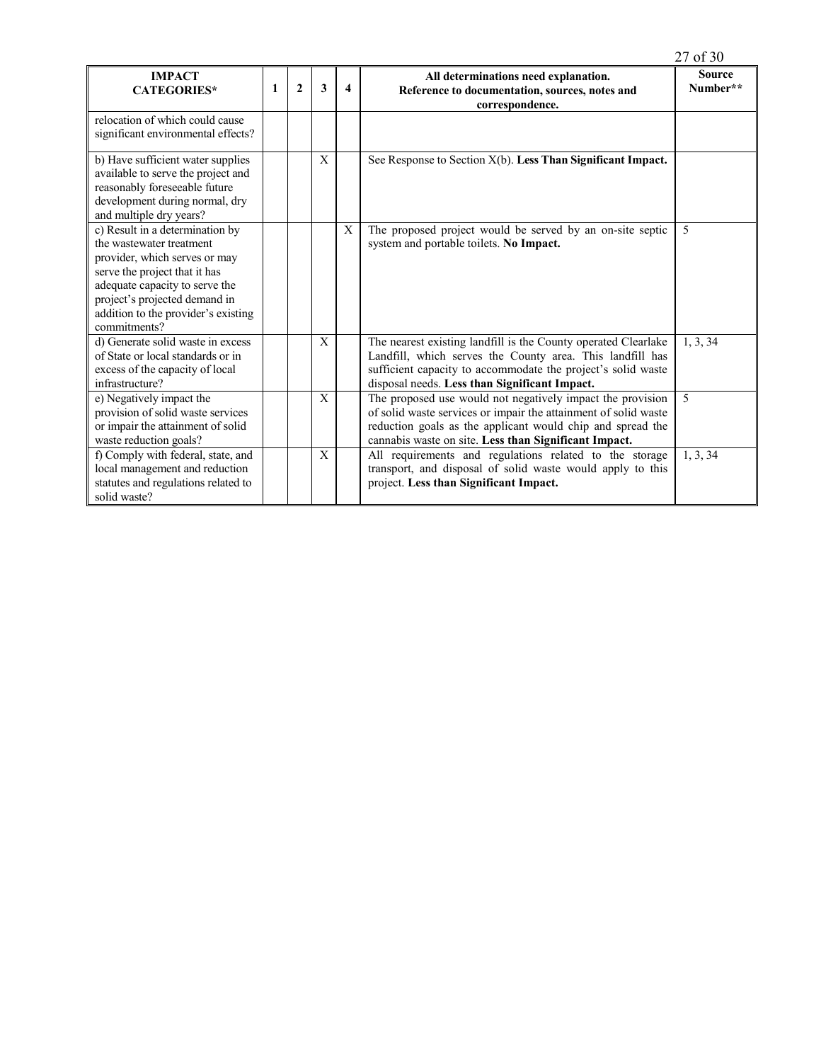| IMPACT CATEGORIES* | 1 | 2 | 3 | 4 | All determinations need explanation. Reference to documentation, sources, notes and correspondence. | Source Number** |
|---|---|---|---|---|---|---|
| relocation of which could cause significant environmental effects? | | | | | | |
| b) Have sufficient water supplies available to serve the project and reasonably foreseeable future development during normal, dry and multiple dry years? | | | X | | See Response to Section X(b). **Less Than Significant Impact.** | |
| c) Result in a determination by the wastewater treatment provider, which serves or may serve the project that it has adequate capacity to serve the project's projected demand in addition to the provider's existing commitments? | | | | X | The proposed project would be served by an on-site septic system and portable toilets. **No Impact.** | 5 |
| d) Generate solid waste in excess of State or local standards or in excess of the capacity of local infrastructure? | | | X | | The nearest existing landfill is the County operated Clearlake Landfill, which serves the County area. This landfill has sufficient capacity to accommodate the project's solid waste disposal needs. **Less than Significant Impact.** | 1, 3, 34 |
| e) Negatively impact the provision of solid waste services or impair the attainment of solid waste reduction goals? | | | X | | The proposed use would not negatively impact the provision of solid waste services or impair the attainment of solid waste reduction goals as the applicant would chip and spread the cannabis waste on site. **Less than Significant Impact.** | 5 |
| f) Comply with federal, state, and local management and reduction statutes and regulations related to solid waste? | | | X | | All requirements and regulations related to the storage transport, and disposal of solid waste would apply to this project. **Less than Significant Impact.** | 1, 3, 34 |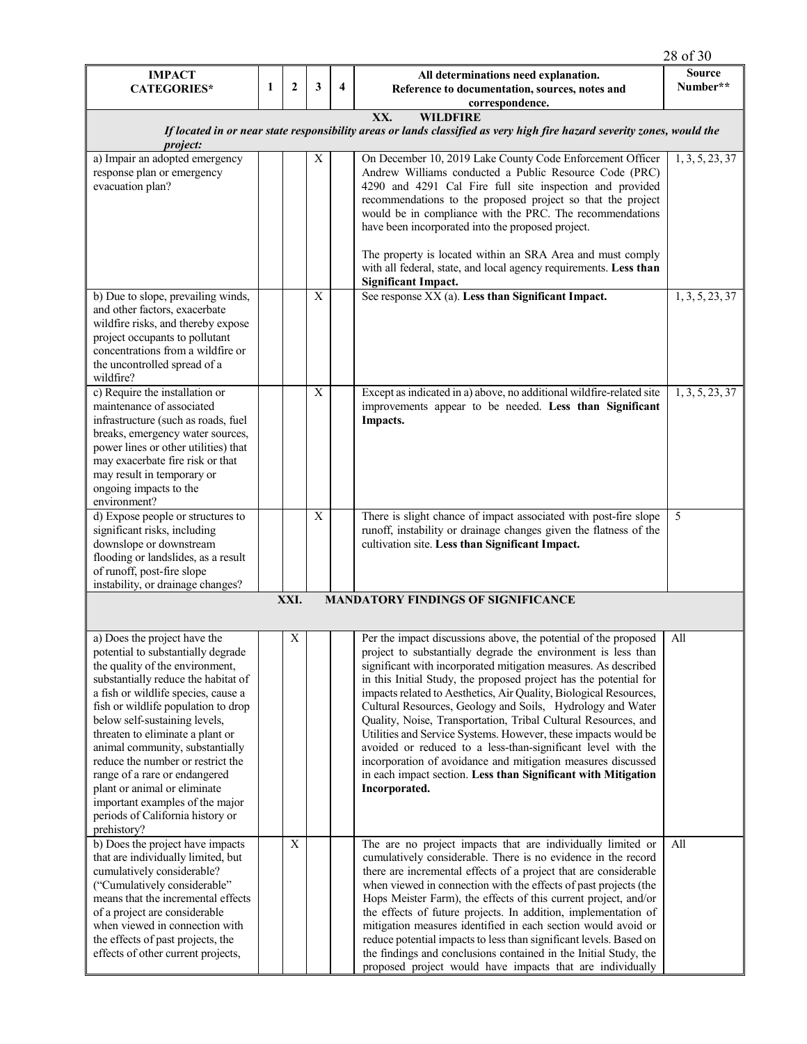| IMPACT CATEGORIES* | 1 | 2 | 3 | 4 | All determinations need explanation. Reference to documentation, sources, notes and correspondence. | Source Number** |
|---|---|---|---|---|---|---|
| **XX. WILDFIRE** *If located in or near state responsibility areas or lands classified as very high fire hazard severity zones, would the project:* | | | | | | |
| a) Impair an adopted emergency response plan or emergency evacuation plan? | | | X | | On December 10, 2019 Lake County Code Enforcement Officer Andrew Williams conducted a Public Resource Code (PRC) 4290 and 4291 Cal Fire full site inspection and provided recommendations to the proposed project so that the project would be in compliance with the PRC. The recommendations have been incorporated into the proposed project. <br><br> The property is located within an SRA Area and must comply with all federal, state, and local agency requirements. **Less than Significant Impact.** | 1, 3, 5, 23, 37 |
| b) Due to slope, prevailing winds, and other factors, exacerbate wildfire risks, and thereby expose project occupants to pollutant concentrations from a wildfire or the uncontrolled spread of a wildfire? | | | X | | See response XX (a). **Less than Significant Impact.** | 1, 3, 5, 23, 37 |
| c) Require the installation or maintenance of associated infrastructure (such as roads, fuel breaks, emergency water sources, power lines or other utilities) that may exacerbate fire risk or that may result in temporary or ongoing impacts to the environment? | | | X | | Except as indicated in a) above, no additional wildfire-related site improvements appear to be needed. **Less than Significant Impacts.** | 1, 3, 5, 23, 37 |
| d) Expose people or structures to significant risks, including downslope or downstream flooding or landslides, as a result of runoff, post-fire slope instability, or drainage changes? | | | X | | There is slight chance of impact associated with post-fire slope runoff, instability or drainage changes given the flatness of the cultivation site. **Less than Significant Impact.** | 5 |
| **XXI. MANDATORY FINDINGS OF SIGNIFICANCE** | | | | | | |
| a) Does the project have the potential to substantially degrade the quality of the environment, substantially reduce the habitat of a fish or wildlife species, cause a fish or wildlife population to drop below self-sustaining levels, threaten to eliminate a plant or animal community, substantially reduce the number or restrict the range of a rare or endangered plant or animal or eliminate important examples of the major periods of California history or prehistory? | | X | | | Per the impact discussions above, the potential of the proposed project to substantially degrade the environment is less than significant with incorporated mitigation measures. As described in this Initial Study, the proposed project has the potential for impacts related to Aesthetics, Air Quality, Biological Resources, Cultural Resources, Geology and Soils, Hydrology and Water Quality, Noise, Transportation, Tribal Cultural Resources, and Utilities and Service Systems. However, these impacts would be avoided or reduced to a less-than-significant level with the incorporation of avoidance and mitigation measures discussed in each impact section. **Less than Significant with Mitigation Incorporated.** | All |
| b) Does the project have impacts that are individually limited, but cumulatively considerable? ("Cumulatively considerable" means that the incremental effects of a project are considerable when viewed in connection with the effects of past projects, the effects of other current projects, | | X | | | The are no project impacts that are individually limited or cumulatively considerable. There is no evidence in the record there are incremental effects of a project that are considerable when viewed in connection with the effects of past projects (the Hops Meister Farm), the effects of this current project, and/or the effects of future projects. In addition, implementation of mitigation measures identified in each section would avoid or reduce potential impacts to less than significant levels. Based on the findings and conclusions contained in the Initial Study, the proposed project would have impacts that are individually | All |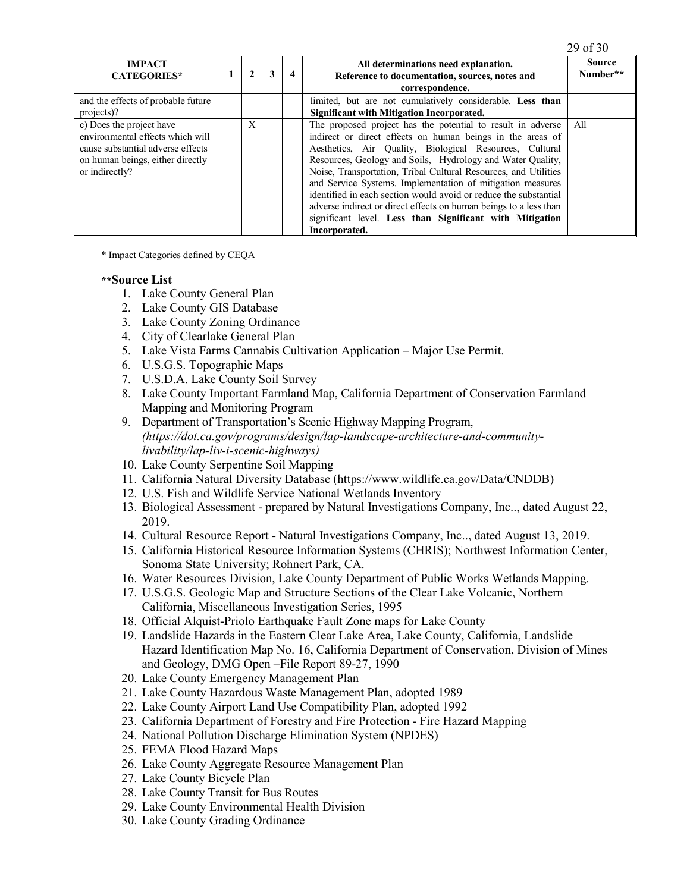| IMPACT CATEGORIES* | 1 | 2 | 3 | 4 | All determinations need explanation. Reference to documentation, sources, notes and correspondence. | Source Number** |
|---|---|---|---|---|---|---|
| and the effects of probable future projects)? | | | | | limited, but are not cumulatively considerable. **Less than Significant with Mitigation Incorporated.** | |
| c) Does the project have environmental effects which will cause substantial adverse effects on human beings, either directly or indirectly? | | X | | | The proposed project has the potential to result in adverse indirect or direct effects on human beings in the areas of Aesthetics, Air Quality, Biological Resources, Cultural Resources, Geology and Soils, Hydrology and Water Quality, Noise, Transportation, Tribal Cultural Resources, and Utilities and Service Systems. Implementation of mitigation measures identified in each section would avoid or reduce the substantial adverse indirect or direct effects on human beings to a less than significant level. **Less than Significant with Mitigation Incorporated.** | All |

\* Impact Categories defined by CEQA

**\*\*Source List**

1. Lake County General Plan
2. Lake County GIS Database
3. Lake County Zoning Ordinance
4. City of Clearlake General Plan
5. Lake Vista Farms Cannabis Cultivation Application – Major Use Permit.
6. U.S.G.S. Topographic Maps
7. U.S.D.A. Lake County Soil Survey
8. Lake County Important Farmland Map, California Department of Conservation Farmland Mapping and Monitoring Program
9. Department of Transportation's Scenic Highway Mapping Program, *(https://dot.ca.gov/programs/design/lap-landscape-architecture-and-community-livability/lap-liv-i-scenic-highways)*
10. Lake County Serpentine Soil Mapping
11. California Natural Diversity Database (https://www.wildlife.ca.gov/Data/CNDDB)
12. U.S. Fish and Wildlife Service National Wetlands Inventory
13. Biological Assessment - prepared by Natural Investigations Company, Inc.., dated August 22, 2019.
14. Cultural Resource Report - Natural Investigations Company, Inc.., dated August 13, 2019.
15. California Historical Resource Information Systems (CHRIS); Northwest Information Center, Sonoma State University; Rohnert Park, CA.
16. Water Resources Division, Lake County Department of Public Works Wetlands Mapping.
17. U.S.G.S. Geologic Map and Structure Sections of the Clear Lake Volcanic, Northern California, Miscellaneous Investigation Series, 1995
18. Official Alquist-Priolo Earthquake Fault Zone maps for Lake County
19. Landslide Hazards in the Eastern Clear Lake Area, Lake County, California, Landslide Hazard Identification Map No. 16, California Department of Conservation, Division of Mines and Geology, DMG Open –File Report 89-27, 1990
20. Lake County Emergency Management Plan
21. Lake County Hazardous Waste Management Plan, adopted 1989
22. Lake County Airport Land Use Compatibility Plan, adopted 1992
23. California Department of Forestry and Fire Protection - Fire Hazard Mapping
24. National Pollution Discharge Elimination System (NPDES)
25. FEMA Flood Hazard Maps
26. Lake County Aggregate Resource Management Plan
27. Lake County Bicycle Plan
28. Lake County Transit for Bus Routes
29. Lake County Environmental Health Division
30. Lake County Grading Ordinance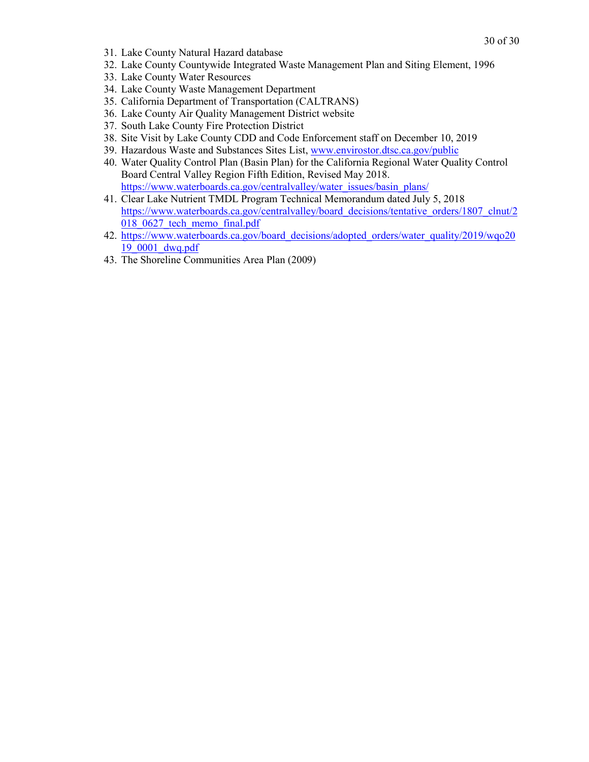31. Lake County Natural Hazard database
32. Lake County Countywide Integrated Waste Management Plan and Siting Element, 1996
33. Lake County Water Resources
34. Lake County Waste Management Department
35. California Department of Transportation (CALTRANS)
36. Lake County Air Quality Management District website
37. South Lake County Fire Protection District
38. Site Visit by Lake County CDD and Code Enforcement staff on December 10, 2019
39. Hazardous Waste and Substances Sites List, www.envirostor.dtsc.ca.gov/public
40. Water Quality Control Plan (Basin Plan) for the California Regional Water Quality Control Board Central Valley Region Fifth Edition, Revised May 2018. https://www.waterboards.ca.gov/centralvalley/water_issues/basin_plans/
41. Clear Lake Nutrient TMDL Program Technical Memorandum dated July 5, 2018 https://www.waterboards.ca.gov/centralvalley/board_decisions/tentative_orders/1807_clnut/2018_0627_tech_memo_final.pdf
42. https://www.waterboards.ca.gov/board_decisions/adopted_orders/water_quality/2019/wqo2019_0001_dwq.pdf
43. The Shoreline Communities Area Plan (2009)